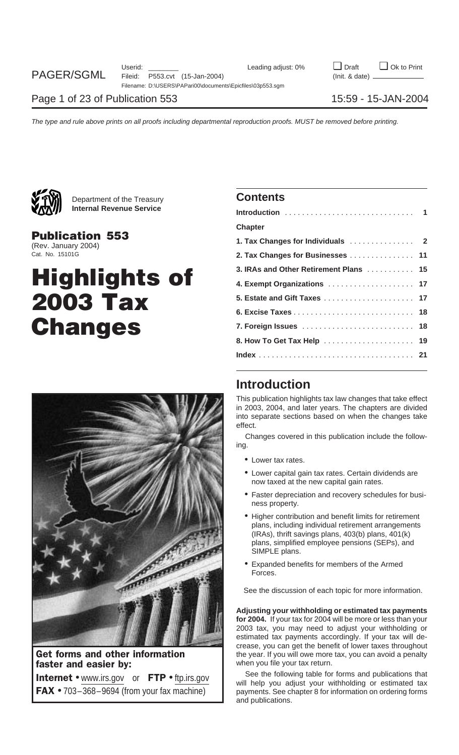Department of the Treasury
**Internal Revenue Service**

**Publication 553**
(Rev. January 2004)
Cat. No. 15101G

# Highlights of 2003 Tax Changes

**Get forms and other information faster and easier by:**

**Internet** • www.irs.gov or **FTP** • ftp.irs.gov

**FAX** • 703–368–9694 (from your fax machine)

## Contents

| | |
|---|---|
| **Introduction** | **1** |
| **Chapter** | |
| **1. Tax Changes for Individuals** | **2** |
| **2. Tax Changes for Businesses** | **11** |
| **3. IRAs and Other Retirement Plans** | **15** |
| **4. Exempt Organizations** | **17** |
| **5. Estate and Gift Taxes** | **17** |
| **6. Excise Taxes** | **18** |
| **7. Foreign Issues** | **18** |
| **8. How To Get Tax Help** | **19** |
| **Index** | **21** |

## Introduction

This publication highlights tax law changes that take effect in 2003, 2004, and later years. The chapters are divided into separate sections based on when the changes take effect.

Changes covered in this publication include the following.

- Lower tax rates.
- Lower capital gain tax rates. Certain dividends are now taxed at the new capital gain rates.
- Faster depreciation and recovery schedules for business property.
- Higher contribution and benefit limits for retirement plans, including individual retirement arrangements (IRAs), thrift savings plans, 403(b) plans, 401(k) plans, simplified employee pensions (SEPs), and SIMPLE plans.
- Expanded benefits for members of the Armed Forces.

See the discussion of each topic for more information.

**Adjusting your withholding or estimated tax payments for 2004.** If your tax for 2004 will be more or less than your 2003 tax, you may need to adjust your withholding or estimated tax payments accordingly. If your tax will decrease, you can get the benefit of lower taxes throughout the year. If you will owe more tax, you can avoid a penalty when you file your tax return.

See the following table for forms and publications that will help you adjust your withholding or estimated tax payments. See chapter 8 for information on ordering forms and publications.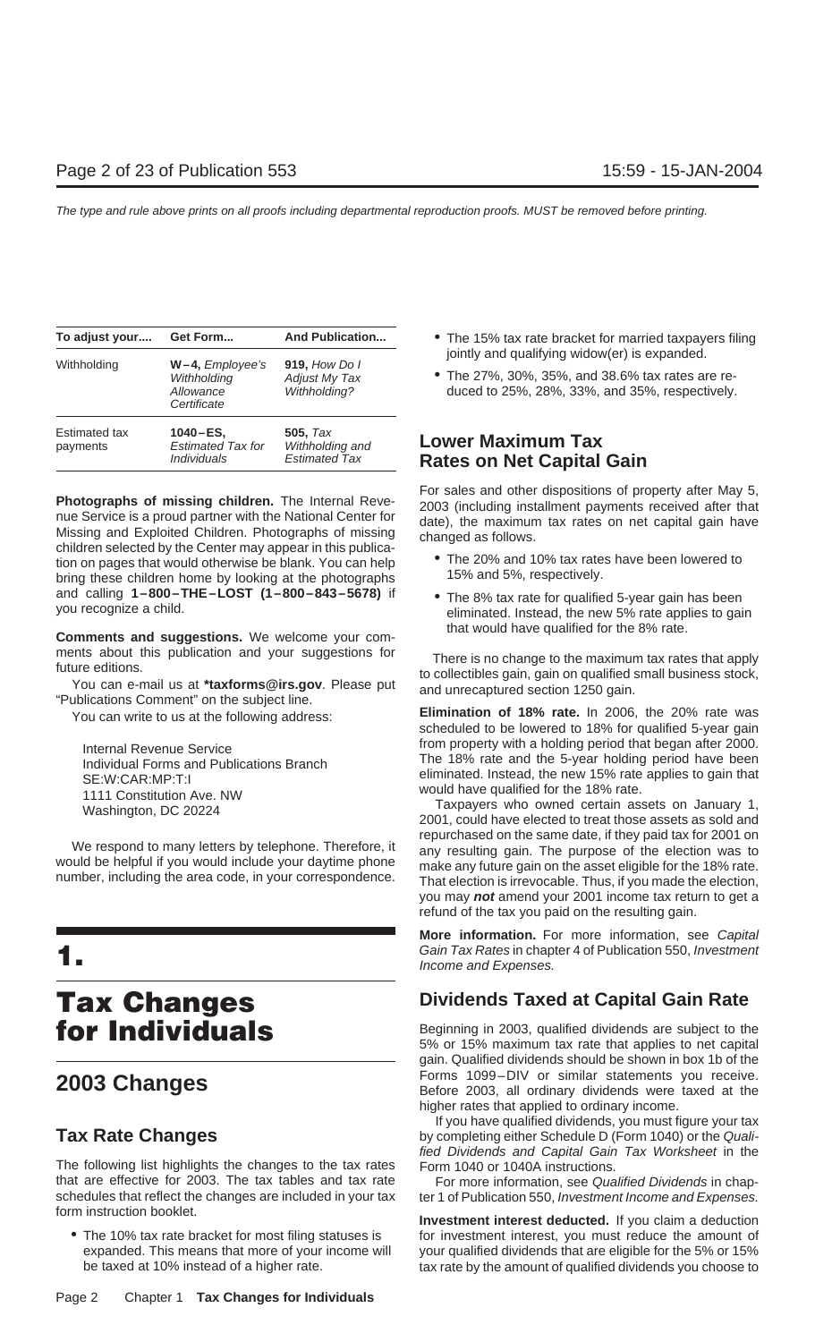| To adjust your.... | Get Form... | And Publication... |
|---|---|---|
| Withholding | **W–4,** *Employee's Withholding Allowance Certificate* | **919,** *How Do I Adjust My Tax Withholding?* |
| Estimated tax payments | **1040–ES,** *Estimated Tax for Individuals* | **505,** *Tax Withholding and Estimated Tax* |

**Photographs of missing children.** The Internal Revenue Service is a proud partner with the National Center for Missing and Exploited Children. Photographs of missing children selected by the Center may appear in this publication on pages that would otherwise be blank. You can help bring these children home by looking at the photographs and calling **1–800–THE–LOST (1–800–843–5678)** if you recognize a child.

**Comments and suggestions.** We welcome your comments about this publication and your suggestions for future editions.

You can e-mail us at ***taxforms@irs.gov**. Please put "Publications Comment" on the subject line.

You can write to us at the following address:

Internal Revenue Service
Individual Forms and Publications Branch
SE:W:CAR:MP:T:I
1111 Constitution Ave. NW
Washington, DC 20224

We respond to many letters by telephone. Therefore, it would be helpful if you would include your daytime phone number, including the area code, in your correspondence.

# 1. Tax Changes for Individuals

## 2003 Changes

### Tax Rate Changes

The following list highlights the changes to the tax rates that are effective for 2003. The tax tables and tax rate schedules that reflect the changes are included in your tax form instruction booklet.

- The 10% tax rate bracket for most filing statuses is expanded. This means that more of your income will be taxed at 10% instead of a higher rate.
- The 15% tax rate bracket for married taxpayers filing jointly and qualifying widow(er) is expanded.
- The 27%, 30%, 35%, and 38.6% tax rates are reduced to 25%, 28%, 33%, and 35%, respectively.

### Lower Maximum Tax Rates on Net Capital Gain

For sales and other dispositions of property after May 5, 2003 (including installment payments received after that date), the maximum tax rates on net capital gain have changed as follows.

- The 20% and 10% tax rates have been lowered to 15% and 5%, respectively.
- The 8% tax rate for qualified 5-year gain has been eliminated. Instead, the new 5% rate applies to gain that would have qualified for the 8% rate.

There is no change to the maximum tax rates that apply to collectibles gain, gain on qualified small business stock, and unrecaptured section 1250 gain.

**Elimination of 18% rate.** In 2006, the 20% rate was scheduled to be lowered to 18% for qualified 5-year gain from property with a holding period that began after 2000. The 18% rate and the 5-year holding period have been eliminated. Instead, the new 15% rate applies to gain that would have qualified for the 18% rate.

Taxpayers who owned certain assets on January 1, 2001, could have elected to treat those assets as sold and repurchased on the same date, if they paid tax for 2001 on any resulting gain. The purpose of the election was to make any future gain on the asset eligible for the 18% rate. That election is irrevocable. Thus, if you made the election, you may ***not*** amend your 2001 income tax return to get a refund of the tax you paid on the resulting gain.

**More information.** For more information, see *Capital Gain Tax Rates* in chapter 4 of Publication 550, *Investment Income and Expenses.*

### Dividends Taxed at Capital Gain Rate

Beginning in 2003, qualified dividends are subject to the 5% or 15% maximum tax rate that applies to net capital gain. Qualified dividends should be shown in box 1b of the Forms 1099–DIV or similar statements you receive. Before 2003, all ordinary dividends were taxed at the higher rates that applied to ordinary income.

If you have qualified dividends, you must figure your tax by completing either Schedule D (Form 1040) or the *Qualified Dividends and Capital Gain Tax Worksheet* in the Form 1040 or 1040A instructions.

For more information, see *Qualified Dividends* in chapter 1 of Publication 550, *Investment Income and Expenses.*

**Investment interest deducted.** If you claim a deduction for investment interest, you must reduce the amount of your qualified dividends that are eligible for the 5% or 15% tax rate by the amount of qualified dividends you choose to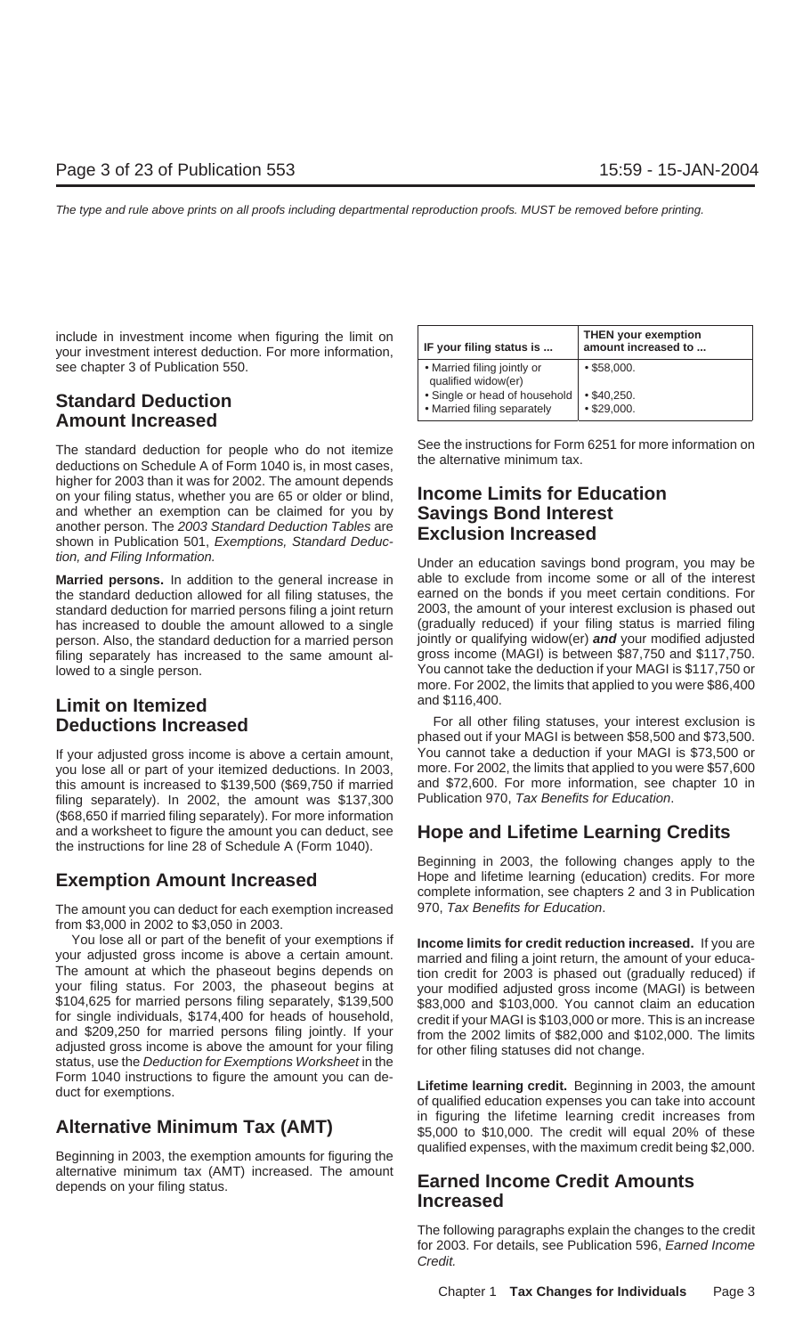include in investment income when figuring the limit on your investment interest deduction. For more information, see chapter 3 of Publication 550.

## Standard Deduction Amount Increased

The standard deduction for people who do not itemize deductions on Schedule A of Form 1040 is, in most cases, higher for 2003 than it was for 2002. The amount depends on your filing status, whether you are 65 or older or blind, and whether an exemption can be claimed for you by another person. The *2003 Standard Deduction Tables* are shown in Publication 501, *Exemptions, Standard Deduction, and Filing Information.*

**Married persons.** In addition to the general increase in the standard deduction allowed for all filing statuses, the standard deduction for married persons filing a joint return has increased to double the amount allowed to a single person. Also, the standard deduction for a married person filing separately has increased to the same amount allowed to a single person.

## Limit on Itemized Deductions Increased

If your adjusted gross income is above a certain amount, you lose all or part of your itemized deductions. In 2003, this amount is increased to $139,500 ($69,750 if married filing separately). In 2002, the amount was $137,300 ($68,650 if married filing separately). For more information and a worksheet to figure the amount you can deduct, see the instructions for line 28 of Schedule A (Form 1040).

## Exemption Amount Increased

The amount you can deduct for each exemption increased from $3,000 in 2002 to $3,050 in 2003.

You lose all or part of the benefit of your exemptions if your adjusted gross income is above a certain amount. The amount at which the phaseout begins depends on your filing status. For 2003, the phaseout begins at $104,625 for married persons filing separately, $139,500 for single individuals, $174,400 for heads of household, and $209,250 for married persons filing jointly. If your adjusted gross income is above the amount for your filing status, use the *Deduction for Exemptions Worksheet* in the Form 1040 instructions to figure the amount you can deduct for exemptions.

## Alternative Minimum Tax (AMT)

Beginning in 2003, the exemption amounts for figuring the alternative minimum tax (AMT) increased. The amount depends on your filing status.

| IF your filing status is ... | THEN your exemption amount increased to ... |
|---|---|
| • Married filing jointly or qualified widow(er) | • $58,000. |
| • Single or head of household | • $40,250. |
| • Married filing separately | • $29,000. |

See the instructions for Form 6251 for more information on the alternative minimum tax.

## Income Limits for Education Savings Bond Interest Exclusion Increased

Under an education savings bond program, you may be able to exclude from income some or all of the interest earned on the bonds if you meet certain conditions. For 2003, the amount of your interest exclusion is phased out (gradually reduced) if your filing status is married filing jointly or qualifying widow(er) ***and*** your modified adjusted gross income (MAGI) is between $87,750 and $117,750. You cannot take the deduction if your MAGI is $117,750 or more. For 2002, the limits that applied to you were $86,400 and $116,400.

For all other filing statuses, your interest exclusion is phased out if your MAGI is between $58,500 and $73,500. You cannot take a deduction if your MAGI is $73,500 or more. For 2002, the limits that applied to you were $57,600 and $72,600. For more information, see chapter 10 in Publication 970, *Tax Benefits for Education*.

## Hope and Lifetime Learning Credits

Beginning in 2003, the following changes apply to the Hope and lifetime learning (education) credits. For more complete information, see chapters 2 and 3 in Publication 970, *Tax Benefits for Education*.

**Income limits for credit reduction increased.** If you are married and filing a joint return, the amount of your education credit for 2003 is phased out (gradually reduced) if your modified adjusted gross income (MAGI) is between $83,000 and $103,000. You cannot claim an education credit if your MAGI is $103,000 or more. This is an increase from the 2002 limits of $82,000 and $102,000. The limits for other filing statuses did not change.

**Lifetime learning credit.** Beginning in 2003, the amount of qualified education expenses you can take into account in figuring the lifetime learning credit increases from $5,000 to $10,000. The credit will equal 20% of these qualified expenses, with the maximum credit being $2,000.

## Earned Income Credit Amounts Increased

The following paragraphs explain the changes to the credit for 2003. For details, see Publication 596, *Earned Income Credit.*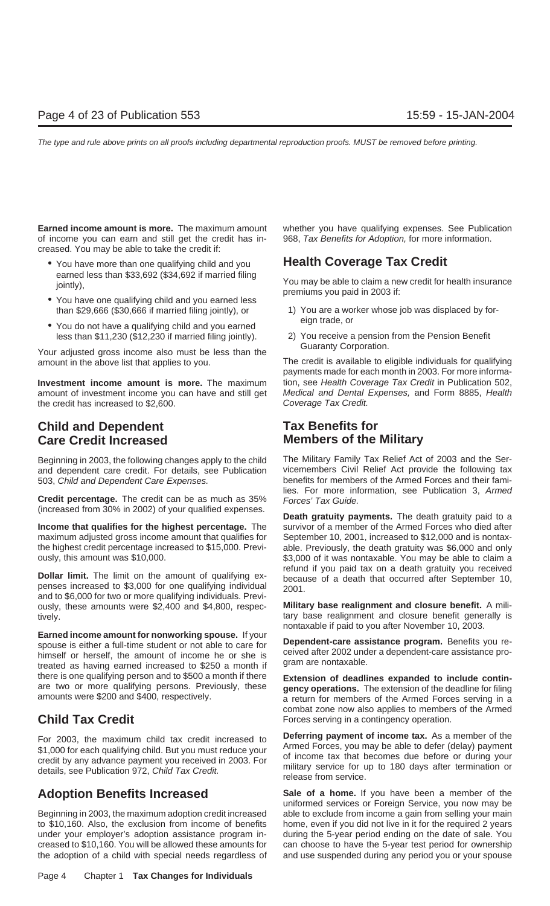**Earned income amount is more.** The maximum amount of income you can earn and still get the credit has increased. You may be able to take the credit if:

- You have more than one qualifying child and you earned less than $33,692 ($34,692 if married filing jointly),
- You have one qualifying child and you earned less than $29,666 ($30,666 if married filing jointly), or
- You do not have a qualifying child and you earned less than $11,230 ($12,230 if married filing jointly).

Your adjusted gross income also must be less than the amount in the above list that applies to you.

**Investment income amount is more.** The maximum amount of investment income you can have and still get the credit has increased to $2,600.

## Child and Dependent Care Credit Increased

Beginning in 2003, the following changes apply to the child and dependent care credit. For details, see Publication 503, *Child and Dependent Care Expenses.*

**Credit percentage.** The credit can be as much as 35% (increased from 30% in 2002) of your qualified expenses.

**Income that qualifies for the highest percentage.** The maximum adjusted gross income amount that qualifies for the highest credit percentage increased to $15,000. Previously, this amount was $10,000.

**Dollar limit.** The limit on the amount of qualifying expenses increased to $3,000 for one qualifying individual and to $6,000 for two or more qualifying individuals. Previously, these amounts were $2,400 and $4,800, respectively.

**Earned income amount for nonworking spouse.** If your spouse is either a full-time student or not able to care for himself or herself, the amount of income he or she is treated as having earned increased to $250 a month if there is one qualifying person and to $500 a month if there are two or more qualifying persons. Previously, these amounts were $200 and $400, respectively.

## Child Tax Credit

For 2003, the maximum child tax credit increased to $1,000 for each qualifying child. But you must reduce your credit by any advance payment you received in 2003. For details, see Publication 972, *Child Tax Credit.*

## Adoption Benefits Increased

Beginning in 2003, the maximum adoption credit increased to $10,160. Also, the exclusion from income of benefits under your employer's adoption assistance program increased to $10,160. You will be allowed these amounts for the adoption of a child with special needs regardless of whether you have qualifying expenses. See Publication 968, *Tax Benefits for Adoption,* for more information.

## Health Coverage Tax Credit

You may be able to claim a new credit for health insurance premiums you paid in 2003 if:

1) You are a worker whose job was displaced by foreign trade, or
2) You receive a pension from the Pension Benefit Guaranty Corporation.

The credit is available to eligible individuals for qualifying payments made for each month in 2003. For more information, see *Health Coverage Tax Credit* in Publication 502, *Medical and Dental Expenses,* and Form 8885, *Health Coverage Tax Credit.*

## Tax Benefits for Members of the Military

The Military Family Tax Relief Act of 2003 and the Servicemembers Civil Relief Act provide the following tax benefits for members of the Armed Forces and their families. For more information, see Publication 3, *Armed Forces' Tax Guide.*

**Death gratuity payments.** The death gratuity paid to a survivor of a member of the Armed Forces who died after September 10, 2001, increased to $12,000 and is nontaxable. Previously, the death gratuity was $6,000 and only $3,000 of it was nontaxable. You may be able to claim a refund if you paid tax on a death gratuity you received because of a death that occurred after September 10, 2001.

**Military base realignment and closure benefit.** A military base realignment and closure benefit generally is nontaxable if paid to you after November 10, 2003.

**Dependent-care assistance program.** Benefits you received after 2002 under a dependent-care assistance program are nontaxable.

**Extension of deadlines expanded to include contingency operations.** The extension of the deadline for filing a return for members of the Armed Forces serving in a combat zone now also applies to members of the Armed Forces serving in a contingency operation.

**Deferring payment of income tax.** As a member of the Armed Forces, you may be able to defer (delay) payment of income tax that becomes due before or during your military service for up to 180 days after termination or release from service.

**Sale of a home.** If you have been a member of the uniformed services or Foreign Service, you now may be able to exclude from income a gain from selling your main home, even if you did not live in it for the required 2 years during the 5-year period ending on the date of sale. You can choose to have the 5-year test period for ownership and use suspended during any period you or your spouse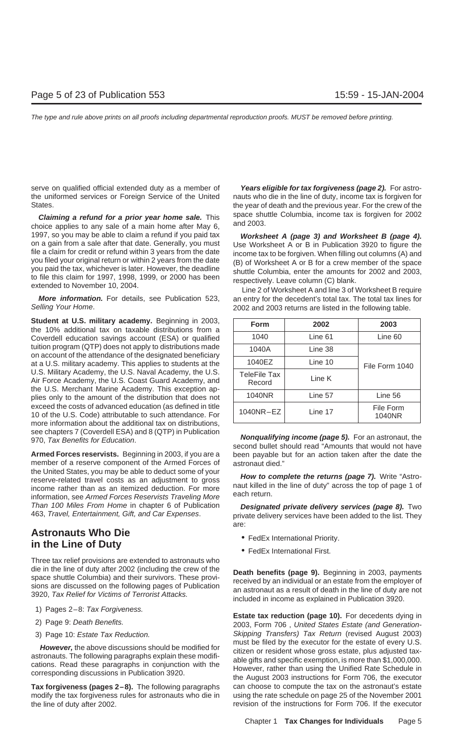serve on qualified official extended duty as a member of the uniformed services or Foreign Service of the United States.

***Claiming a refund for a prior year home sale.*** This choice applies to any sale of a main home after May 6, 1997, so you may be able to claim a refund if you paid tax on a gain from a sale after that date. Generally, you must file a claim for credit or refund within 3 years from the date you filed your original return or within 2 years from the date you paid the tax, whichever is later. However, the deadline to file this claim for 1997, 1998, 1999, or 2000 has been extended to November 10, 2004.

***More information.*** For details, see Publication 523, *Selling Your Home*.

**Student at U.S. military academy.** Beginning in 2003, the 10% additional tax on taxable distributions from a Coverdell education savings account (ESA) or qualified tuition program (QTP) does not apply to distributions made on account of the attendance of the designated beneficiary at a U.S. military academy. This applies to students at the U.S. Military Academy, the U.S. Naval Academy, the U.S. Air Force Academy, the U.S. Coast Guard Academy, and the U.S. Merchant Marine Academy. This exception applies only to the amount of the distribution that does not exceed the costs of advanced education (as defined in title 10 of the U.S. Code) attributable to such attendance. For more information about the additional tax on distributions, see chapters 7 (Coverdell ESA) and 8 (QTP) in Publication 970, *Tax Benefits for Education*.

**Armed Forces reservists.** Beginning in 2003, if you are a member of a reserve component of the Armed Forces of the United States, you may be able to deduct some of your reserve-related travel costs as an adjustment to gross income rather than as an itemized deduction. For more information, see *Armed Forces Reservists Traveling More Than 100 Miles From Home* in chapter 6 of Publication 463, *Travel, Entertainment, Gift, and Car Expenses*.

## Astronauts Who Die in the Line of Duty

Three tax relief provisions are extended to astronauts who die in the line of duty after 2002 (including the crew of the space shuttle Columbia) and their survivors. These provisions are discussed on the following pages of Publication 3920, *Tax Relief for Victims of Terrorist Attacks.*

1) Pages 2–8: *Tax Forgiveness.*
2) Page 9: *Death Benefits.*
3) Page 10: *Estate Tax Reduction.*

***However,*** the above discussions should be modified for astronauts. The following paragraphs explain these modifications. Read these paragraphs in conjunction with the corresponding discussions in Publication 3920.

**Tax forgiveness (pages 2–8).** The following paragraphs modify the tax forgiveness rules for astronauts who die in the line of duty after 2002.

***Years eligible for tax forgiveness (page 2).*** For astronauts who die in the line of duty, income tax is forgiven for the year of death and the previous year. For the crew of the space shuttle Columbia, income tax is forgiven for 2002 and 2003.

***Worksheet A (page 3) and Worksheet B (page 4).*** Use Worksheet A or B in Publication 3920 to figure the income tax to be forgiven. When filling out columns (A) and (B) of Worksheet A or B for a crew member of the space shuttle Columbia, enter the amounts for 2002 and 2003, respectively. Leave column (C) blank.

Line 2 of Worksheet A and line 3 of Worksheet B require an entry for the decedent's total tax. The total tax lines for 2002 and 2003 returns are listed in the following table.

| Form | 2002 | 2003 |
|---|---|---|
| 1040 | Line 61 | Line 60 |
| 1040A | Line 38 | File Form 1040 |
| 1040EZ | Line 10 | File Form 1040 |
| TeleFile Tax Record | Line K | File Form 1040 |
| 1040NR | Line 57 | Line 56 |
| 1040NR–EZ | Line 17 | File Form 1040NR |

***Nonqualifying income (page 5).*** For an astronaut, the second bullet should read "Amounts that would not have been payable but for an action taken after the date the astronaut died."

***How to complete the returns (page 7).*** Write "Astronaut killed in the line of duty" across the top of page 1 of each return.

***Designated private delivery services (page 8).*** Two private delivery services have been added to the list. They are:

- FedEx International Priority.
- FedEx International First.

**Death benefits (page 9).** Beginning in 2003, payments received by an individual or an estate from the employer of an astronaut as a result of death in the line of duty are not included in income as explained in Publication 3920.

**Estate tax reduction (page 10).** For decedents dying in 2003, Form 706 , *United States Estate (and Generation-Skipping Transfers) Tax Return* (revised August 2003) must be filed by the executor for the estate of every U.S. citizen or resident whose gross estate, plus adjusted taxable gifts and specific exemption, is more than $1,000,000. However, rather than using the Unified Rate Schedule in the August 2003 instructions for Form 706, the executor can choose to compute the tax on the astronaut's estate using the rate schedule on page 25 of the November 2001 revision of the instructions for Form 706. If the executor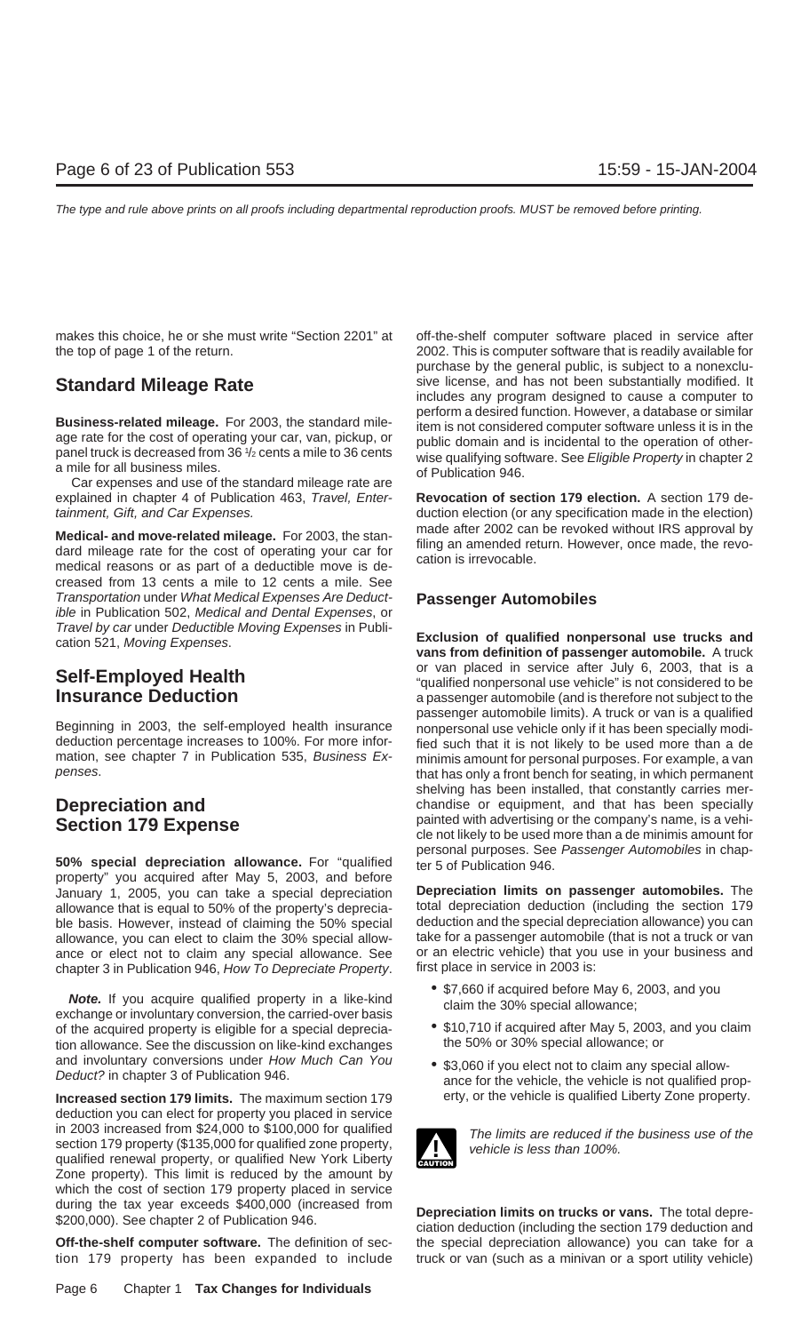makes this choice, he or she must write "Section 2201" at the top of page 1 of the return.

## Standard Mileage Rate

**Business-related mileage.** For 2003, the standard mileage rate for the cost of operating your car, van, pickup, or panel truck is decreased from 36 ½ cents a mile to 36 cents a mile for all business miles.

Car expenses and use of the standard mileage rate are explained in chapter 4 of Publication 463, *Travel, Entertainment, Gift, and Car Expenses.*

**Medical- and move-related mileage.** For 2003, the standard mileage rate for the cost of operating your car for medical reasons or as part of a deductible move is decreased from 13 cents a mile to 12 cents a mile. See *Transportation* under *What Medical Expenses Are Deductible* in Publication 502, *Medical and Dental Expenses*, or *Travel by car* under *Deductible Moving Expenses* in Publication 521, *Moving Expenses*.

## Self-Employed Health Insurance Deduction

Beginning in 2003, the self-employed health insurance deduction percentage increases to 100%. For more information, see chapter 7 in Publication 535, *Business Expenses*.

## Depreciation and Section 179 Expense

**50% special depreciation allowance.** For "qualified property" you acquired after May 5, 2003, and before January 1, 2005, you can take a special depreciation allowance that is equal to 50% of the property's depreciable basis. However, instead of claiming the 50% special allowance, you can elect to claim the 30% special allowance or elect not to claim any special allowance. See chapter 3 in Publication 946, *How To Depreciate Property*.

***Note.*** If you acquire qualified property in a like-kind exchange or involuntary conversion, the carried-over basis of the acquired property is eligible for a special depreciation allowance. See the discussion on like-kind exchanges and involuntary conversions under *How Much Can You Deduct?* in chapter 3 of Publication 946.

**Increased section 179 limits.** The maximum section 179 deduction you can elect for property you placed in service in 2003 increased from $24,000 to $100,000 for qualified section 179 property ($135,000 for qualified zone property, qualified renewal property, or qualified New York Liberty Zone property). This limit is reduced by the amount by which the cost of section 179 property placed in service during the tax year exceeds $400,000 (increased from $200,000). See chapter 2 of Publication 946.

**Off-the-shelf computer software.** The definition of section 179 property has been expanded to include off-the-shelf computer software placed in service after 2002. This is computer software that is readily available for purchase by the general public, is subject to a nonexclusive license, and has not been substantially modified. It includes any program designed to cause a computer to perform a desired function. However, a database or similar item is not considered computer software unless it is in the public domain and is incidental to the operation of otherwise qualifying software. See *Eligible Property* in chapter 2 of Publication 946.

**Revocation of section 179 election.** A section 179 deduction election (or any specification made in the election) made after 2002 can be revoked without IRS approval by filing an amended return. However, once made, the revocation is irrevocable.

### Passenger Automobiles

**Exclusion of qualified nonpersonal use trucks and vans from definition of passenger automobile.** A truck or van placed in service after July 6, 2003, that is a "qualified nonpersonal use vehicle" is not considered to be a passenger automobile (and is therefore not subject to the passenger automobile limits). A truck or van is a qualified nonpersonal use vehicle only if it has been specially modified such that it is not likely to be used more than a de minimis amount for personal purposes. For example, a van that has only a front bench for seating, in which permanent shelving has been installed, that constantly carries merchandise or equipment, and that has been specially painted with advertising or the company's name, is a vehicle not likely to be used more than a de minimis amount for personal purposes. See *Passenger Automobiles* in chapter 5 of Publication 946.

**Depreciation limits on passenger automobiles.** The total depreciation deduction (including the section 179 deduction and the special depreciation allowance) you can take for a passenger automobile (that is not a truck or van or an electric vehicle) that you use in your business and first place in service in 2003 is:

- $7,660 if acquired before May 6, 2003, and you claim the 30% special allowance;
- $10,710 if acquired after May 5, 2003, and you claim the 50% or 30% special allowance; or
- $3,060 if you elect not to claim any special allowance for the vehicle, the vehicle is not qualified property, or the vehicle is qualified Liberty Zone property.

**CAUTION:** *The limits are reduced if the business use of the vehicle is less than 100%.*

**Depreciation limits on trucks or vans.** The total depreciation deduction (including the section 179 deduction and the special depreciation allowance) you can take for a truck or van (such as a minivan or a sport utility vehicle)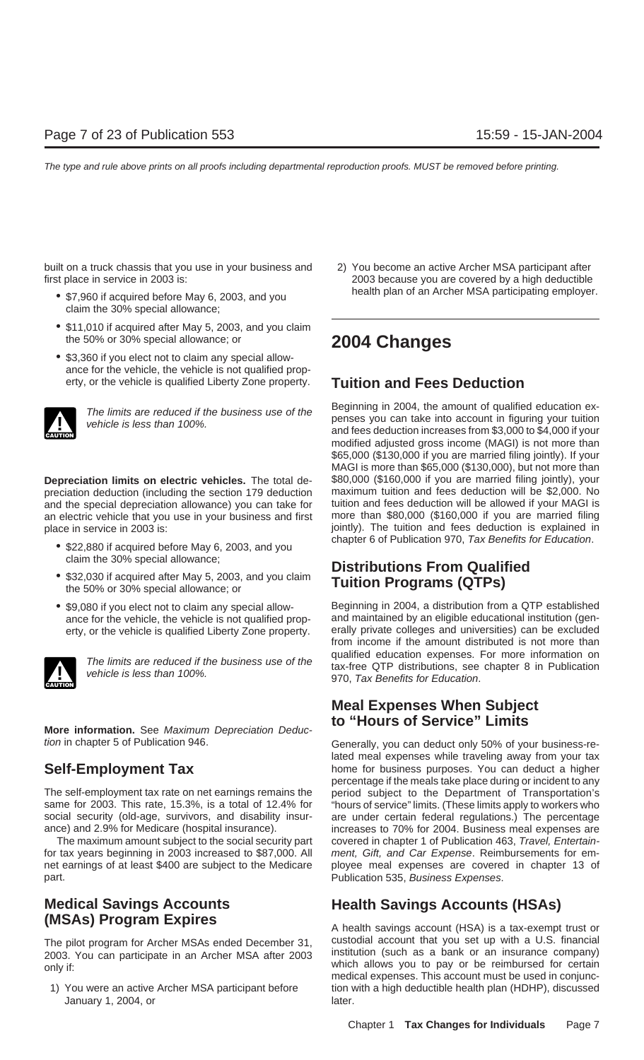built on a truck chassis that you use in your business and first place in service in 2003 is:

- $7,960 if acquired before May 6, 2003, and you claim the 30% special allowance;
- $11,010 if acquired after May 5, 2003, and you claim the 50% or 30% special allowance; or
- $3,360 if you elect not to claim any special allowance for the vehicle, the vehicle is not qualified property, or the vehicle is qualified Liberty Zone property.

*The limits are reduced if the business use of the vehicle is less than 100%.*

**Depreciation limits on electric vehicles.** The total depreciation deduction (including the section 179 deduction and the special depreciation allowance) you can take for an electric vehicle that you use in your business and first place in service in 2003 is:

- $22,880 if acquired before May 6, 2003, and you claim the 30% special allowance;
- $32,030 if acquired after May 5, 2003, and you claim the 50% or 30% special allowance; or
- $9,080 if you elect not to claim any special allowance for the vehicle, the vehicle is not qualified property, or the vehicle is qualified Liberty Zone property.

*The limits are reduced if the business use of the vehicle is less than 100%.*

**More information.** See *Maximum Depreciation Deduction* in chapter 5 of Publication 946.

## Self-Employment Tax

The self-employment tax rate on net earnings remains the same for 2003. This rate, 15.3%, is a total of 12.4% for social security (old-age, survivors, and disability insurance) and 2.9% for Medicare (hospital insurance).

The maximum amount subject to the social security part for tax years beginning in 2003 increased to $87,000. All net earnings of at least $400 are subject to the Medicare part.

## Medical Savings Accounts (MSAs) Program Expires

The pilot program for Archer MSAs ended December 31, 2003. You can participate in an Archer MSA after 2003 only if:

1) You were an active Archer MSA participant before January 1, 2004, or
2) You become an active Archer MSA participant after 2003 because you are covered by a high deductible health plan of an Archer MSA participating employer.

# 2004 Changes

## Tuition and Fees Deduction

Beginning in 2004, the amount of qualified education expenses you can take into account in figuring your tuition and fees deduction increases from $3,000 to $4,000 if your modified adjusted gross income (MAGI) is not more than $65,000 ($130,000 if you are married filing jointly). If your MAGI is more than $65,000 ($130,000), but not more than $80,000 ($160,000 if you are married filing jointly), your maximum tuition and fees deduction will be $2,000. No tuition and fees deduction will be allowed if your MAGI is more than $80,000 ($160,000 if you are married filing jointly). The tuition and fees deduction is explained in chapter 6 of Publication 970, *Tax Benefits for Education*.

## Distributions From Qualified Tuition Programs (QTPs)

Beginning in 2004, a distribution from a QTP established and maintained by an eligible educational institution (generally private colleges and universities) can be excluded from income if the amount distributed is not more than qualified education expenses. For more information on tax-free QTP distributions, see chapter 8 in Publication 970, *Tax Benefits for Education*.

## Meal Expenses When Subject to "Hours of Service" Limits

Generally, you can deduct only 50% of your business-related meal expenses while traveling away from your tax home for business purposes. You can deduct a higher percentage if the meals take place during or incident to any period subject to the Department of Transportation's "hours of service" limits. (These limits apply to workers who are under certain federal regulations.) The percentage increases to 70% for 2004. Business meal expenses are covered in chapter 1 of Publication 463, *Travel, Entertainment, Gift, and Car Expense*. Reimbursements for employee meal expenses are covered in chapter 13 of Publication 535, *Business Expenses*.

## Health Savings Accounts (HSAs)

A health savings account (HSA) is a tax-exempt trust or custodial account that you set up with a U.S. financial institution (such as a bank or an insurance company) which allows you to pay or be reimbursed for certain medical expenses. This account must be used in conjunction with a high deductible health plan (HDHP), discussed later.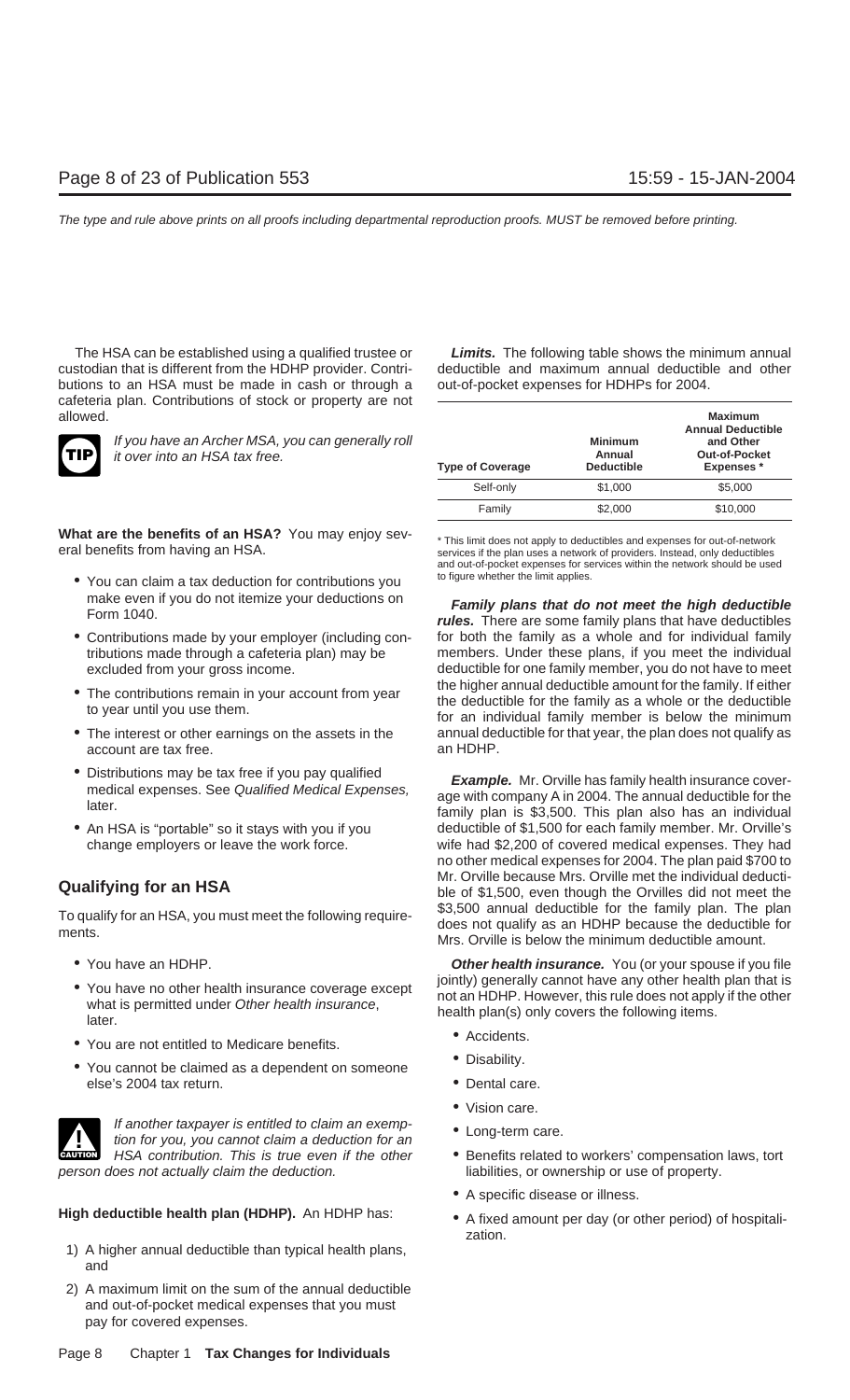The HSA can be established using a qualified trustee or custodian that is different from the HDHP provider. Contributions to an HSA must be made in cash or through a cafeteria plan. Contributions of stock or property are not allowed.

**TIP** *If you have an Archer MSA, you can generally roll it over into an HSA tax free.*

**What are the benefits of an HSA?** You may enjoy several benefits from having an HSA.

- You can claim a tax deduction for contributions you make even if you do not itemize your deductions on Form 1040.
- Contributions made by your employer (including contributions made through a cafeteria plan) may be excluded from your gross income.
- The contributions remain in your account from year to year until you use them.
- The interest or other earnings on the assets in the account are tax free.
- Distributions may be tax free if you pay qualified medical expenses. See *Qualified Medical Expenses,* later.
- An HSA is "portable" so it stays with you if you change employers or leave the work force.

## Qualifying for an HSA

To qualify for an HSA, you must meet the following requirements.

- You have an HDHP.
- You have no other health insurance coverage except what is permitted under *Other health insurance*, later.
- You are not entitled to Medicare benefits.
- You cannot be claimed as a dependent on someone else's 2004 tax return.

**CAUTION** *If another taxpayer is entitled to claim an exemption for you, you cannot claim a deduction for an HSA contribution. This is true even if the other person does not actually claim the deduction.*

**High deductible health plan (HDHP).** An HDHP has:

1) A higher annual deductible than typical health plans, and
2) A maximum limit on the sum of the annual deductible and out-of-pocket medical expenses that you must pay for covered expenses.

***Limits.*** The following table shows the minimum annual deductible and maximum annual deductible and other out-of-pocket expenses for HDHPs for 2004.

| Type of Coverage | Minimum Annual Deductible | Maximum Annual Deductible and Other Out-of-Pocket Expenses * |
|---|---|---|
| Self-only | $1,000 | $5,000 |
| Family | $2,000 | $10,000 |

\* This limit does not apply to deductibles and expenses for out-of-network services if the plan uses a network of providers. Instead, only deductibles and out-of-pocket expenses for services within the network should be used to figure whether the limit applies.

***Family plans that do not meet the high deductible rules.*** There are some family plans that have deductibles for both the family as a whole and for individual family members. Under these plans, if you meet the individual deductible for one family member, you do not have to meet the higher annual deductible amount for the family. If either the deductible for the family as a whole or the deductible for an individual family member is below the minimum annual deductible for that year, the plan does not qualify as an HDHP.

***Example.*** Mr. Orville has family health insurance coverage with company A in 2004. The annual deductible for the family plan is $3,500. This plan also has an individual deductible of $1,500 for each family member. Mr. Orville's wife had $2,200 of covered medical expenses. They had no other medical expenses for 2004. The plan paid $700 to Mr. Orville because Mrs. Orville met the individual deductible of $1,500, even though the Orvilles did not meet the $3,500 annual deductible for the family plan. The plan does not qualify as an HDHP because the deductible for Mrs. Orville is below the minimum deductible amount.

***Other health insurance.*** You (or your spouse if you file jointly) generally cannot have any other health plan that is not an HDHP. However, this rule does not apply if the other health plan(s) only covers the following items.

- Accidents.
- Disability.
- Dental care.
- Vision care.
- Long-term care.
- Benefits related to workers' compensation laws, tort liabilities, or ownership or use of property.
- A specific disease or illness.
- A fixed amount per day (or other period) of hospitalization.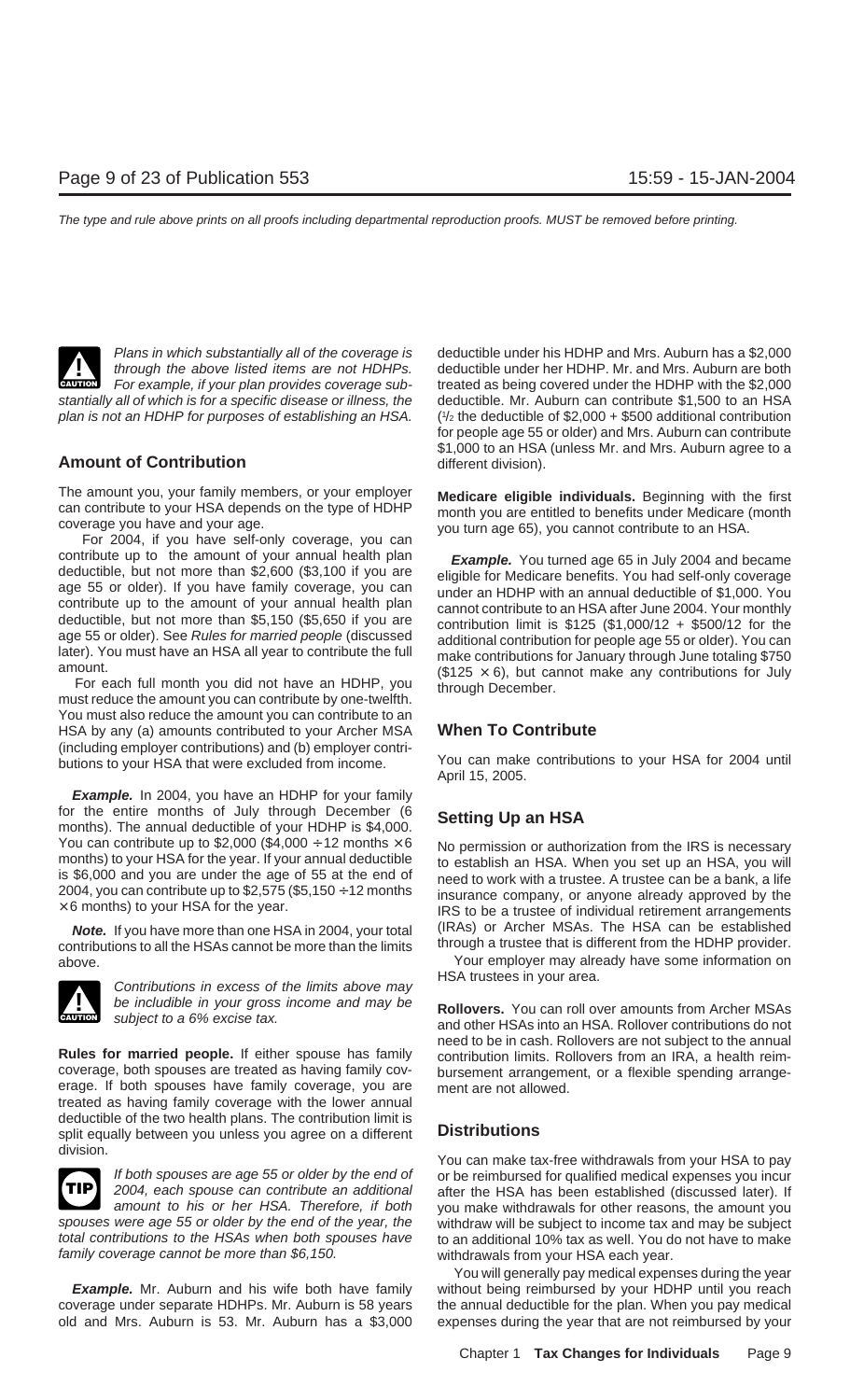*Plans in which substantially all of the coverage is through the above listed items are not HDHPs. For example, if your plan provides coverage substantially all of which is for a specific disease or illness, the plan is not an HDHP for purposes of establishing an HSA.*

## Amount of Contribution

The amount you, your family members, or your employer can contribute to your HSA depends on the type of HDHP coverage you have and your age.

For 2004, if you have self-only coverage, you can contribute up to the amount of your annual health plan deductible, but not more than $2,600 ($3,100 if you are age 55 or older). If you have family coverage, you can contribute up to the amount of your annual health plan deductible, but not more than $5,150 ($5,650 if you are age 55 or older). See *Rules for married people* (discussed later). You must have an HSA all year to contribute the full amount.

For each full month you did not have an HDHP, you must reduce the amount you can contribute by one-twelfth. You must also reduce the amount you can contribute to an HSA by any (a) amounts contributed to your Archer MSA (including employer contributions) and (b) employer contributions to your HSA that were excluded from income.

***Example.*** In 2004, you have an HDHP for your family for the entire months of July through December (6 months). The annual deductible of your HDHP is $4,000. You can contribute up to $2,000 ($4,000 ÷ 12 months × 6 months) to your HSA for the year. If your annual deductible is $6,000 and you are under the age of 55 at the end of 2004, you can contribute up to $2,575 ($5,150 ÷ 12 months × 6 months) to your HSA for the year.

***Note.*** If you have more than one HSA in 2004, your total contributions to all the HSAs cannot be more than the limits above.

*Contributions in excess of the limits above may be includible in your gross income and may be subject to a 6% excise tax.*

**Rules for married people.** If either spouse has family coverage, both spouses are treated as having family coverage. If both spouses have family coverage, you are treated as having family coverage with the lower annual deductible of the two health plans. The contribution limit is split equally between you unless you agree on a different division.

*If both spouses are age 55 or older by the end of 2004, each spouse can contribute an additional amount to his or her HSA. Therefore, if both spouses were age 55 or older by the end of the year, the total contributions to the HSAs when both spouses have family coverage cannot be more than $6,150.*

***Example.*** Mr. Auburn and his wife both have family coverage under separate HDHPs. Mr. Auburn is 58 years old and Mrs. Auburn is 53. Mr. Auburn has a $3,000 deductible under his HDHP and Mrs. Auburn has a $2,000 deductible under her HDHP. Mr. and Mrs. Auburn are both treated as being covered under the HDHP with the $2,000 deductible. Mr. Auburn can contribute $1,500 to an HSA (½ the deductible of $2,000 + $500 additional contribution for people age 55 or older) and Mrs. Auburn can contribute $1,000 to an HSA (unless Mr. and Mrs. Auburn agree to a different division).

**Medicare eligible individuals.** Beginning with the first month you are entitled to benefits under Medicare (month you turn age 65), you cannot contribute to an HSA.

***Example.*** You turned age 65 in July 2004 and became eligible for Medicare benefits. You had self-only coverage under an HDHP with an annual deductible of $1,000. You cannot contribute to an HSA after June 2004. Your monthly contribution limit is $125 ($1,000/12 + $500/12 for the additional contribution for people age 55 or older). You can make contributions for January through June totaling $750 ($125 × 6), but cannot make any contributions for July through December.

## When To Contribute

You can make contributions to your HSA for 2004 until April 15, 2005.

## Setting Up an HSA

No permission or authorization from the IRS is necessary to establish an HSA. When you set up an HSA, you will need to work with a trustee. A trustee can be a bank, a life insurance company, or anyone already approved by the IRS to be a trustee of individual retirement arrangements (IRAs) or Archer MSAs. The HSA can be established through a trustee that is different from the HDHP provider.

Your employer may already have some information on HSA trustees in your area.

**Rollovers.** You can roll over amounts from Archer MSAs and other HSAs into an HSA. Rollover contributions do not need to be in cash. Rollovers are not subject to the annual contribution limits. Rollovers from an IRA, a health reimbursement arrangement, or a flexible spending arrangement are not allowed.

## Distributions

You can make tax-free withdrawals from your HSA to pay or be reimbursed for qualified medical expenses you incur after the HSA has been established (discussed later). If you make withdrawals for other reasons, the amount you withdraw will be subject to income tax and may be subject to an additional 10% tax as well. You do not have to make withdrawals from your HSA each year.

You will generally pay medical expenses during the year without being reimbursed by your HDHP until you reach the annual deductible for the plan. When you pay medical expenses during the year that are not reimbursed by your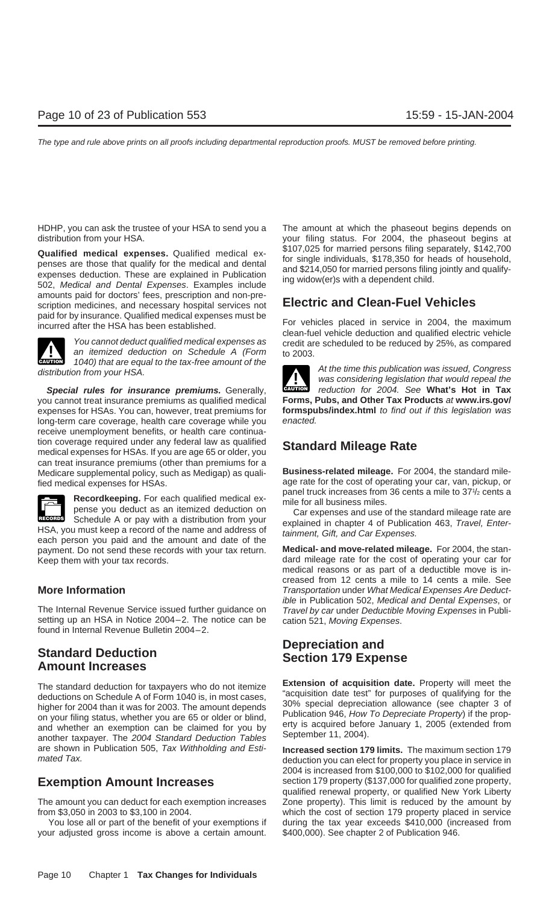HDHP, you can ask the trustee of your HSA to send you a distribution from your HSA.

**Qualified medical expenses.** Qualified medical expenses are those that qualify for the medical and dental expenses deduction. These are explained in Publication 502, *Medical and Dental Expenses*. Examples include amounts paid for doctors' fees, prescription and non-prescription medicines, and necessary hospital services not paid for by insurance. Qualified medical expenses must be incurred after the HSA has been established.

*You cannot deduct qualified medical expenses as an itemized deduction on Schedule A (Form 1040) that are equal to the tax-free amount of the distribution from your HSA.*

***Special rules for insurance premiums.*** Generally, you cannot treat insurance premiums as qualified medical expenses for HSAs. You can, however, treat premiums for long-term care coverage, health care coverage while you receive unemployment benefits, or health care continuation coverage required under any federal law as qualified medical expenses for HSAs. If you are age 65 or older, you can treat insurance premiums (other than premiums for a Medicare supplemental policy, such as Medigap) as qualified medical expenses for HSAs.

**Recordkeeping.** For each qualified medical expense you deduct as an itemized deduction on Schedule A or pay with a distribution from your HSA, you must keep a record of the name and address of each person you paid and the amount and date of the payment. Do not send these records with your tax return. Keep them with your tax records.

## More Information

The Internal Revenue Service issued further guidance on setting up an HSA in Notice 2004–2. The notice can be found in Internal Revenue Bulletin 2004–2.

## Standard Deduction Amount Increases

The standard deduction for taxpayers who do not itemize deductions on Schedule A of Form 1040 is, in most cases, higher for 2004 than it was for 2003. The amount depends on your filing status, whether you are 65 or older or blind, and whether an exemption can be claimed for you by another taxpayer. The *2004 Standard Deduction Tables* are shown in Publication 505, *Tax Withholding and Estimated Tax.*

## Exemption Amount Increases

The amount you can deduct for each exemption increases from $3,050 in 2003 to $3,100 in 2004.

You lose all or part of the benefit of your exemptions if your adjusted gross income is above a certain amount. The amount at which the phaseout begins depends on your filing status. For 2004, the phaseout begins at $107,025 for married persons filing separately, $142,700 for single individuals, $178,350 for heads of household, and $214,050 for married persons filing jointly and qualifying widow(er)s with a dependent child.

## Electric and Clean-Fuel Vehicles

For vehicles placed in service in 2004, the maximum clean-fuel vehicle deduction and qualified electric vehicle credit are scheduled to be reduced by 25%, as compared to 2003.

*At the time this publication was issued, Congress was considering legislation that would repeal the reduction for 2004. See* **What's Hot in Tax Forms, Pubs, and Other Tax Products** *at* **www.irs.gov/formspubs/index.html** *to find out if this legislation was enacted.*

## Standard Mileage Rate

**Business-related mileage.** For 2004, the standard mileage rate for the cost of operating your car, van, pickup, or panel truck increases from 36 cents a mile to 37½ cents a mile for all business miles.

Car expenses and use of the standard mileage rate are explained in chapter 4 of Publication 463, *Travel, Entertainment, Gift, and Car Expenses.*

**Medical- and move-related mileage.** For 2004, the standard mileage rate for the cost of operating your car for medical reasons or as part of a deductible move is increased from 12 cents a mile to 14 cents a mile. See *Transportation* under *What Medical Expenses Are Deductible* in Publication 502, *Medical and Dental Expenses*, or *Travel by car* under *Deductible Moving Expenses* in Publication 521, *Moving Expenses*.

## Depreciation and Section 179 Expense

**Extension of acquisition date.** Property will meet the "acquisition date test" for purposes of qualifying for the 30% special depreciation allowance (see chapter 3 of Publication 946, *How To Depreciate Property*) if the property is acquired before January 1, 2005 (extended from September 11, 2004).

**Increased section 179 limits.** The maximum section 179 deduction you can elect for property you place in service in 2004 is increased from $100,000 to $102,000 for qualified section 179 property ($137,000 for qualified zone property, qualified renewal property, or qualified New York Liberty Zone property). This limit is reduced by the amount by which the cost of section 179 property placed in service during the tax year exceeds $410,000 (increased from $400,000). See chapter 2 of Publication 946.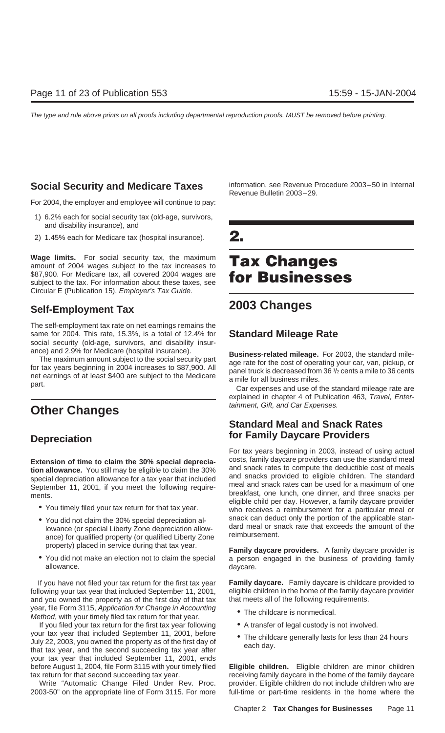## Social Security and Medicare Taxes

For 2004, the employer and employee will continue to pay:

1) 6.2% each for social security tax (old-age, survivors, and disability insurance), and
2) 1.45% each for Medicare tax (hospital insurance).

**Wage limits.** For social security tax, the maximum amount of 2004 wages subject to the tax increases to $87,900. For Medicare tax, all covered 2004 wages are subject to the tax. For information about these taxes, see Circular E (Publication 15), *Employer's Tax Guide.*

## Self-Employment Tax

The self-employment tax rate on net earnings remains the same for 2004. This rate, 15.3%, is a total of 12.4% for social security (old-age, survivors, and disability insurance) and 2.9% for Medicare (hospital insurance).

The maximum amount subject to the social security part for tax years beginning in 2004 increases to $87,900. All net earnings of at least $400 are subject to the Medicare part.

# Other Changes

## Depreciation

**Extension of time to claim the 30% special depreciation allowance.** You still may be eligible to claim the 30% special depreciation allowance for a tax year that included September 11, 2001, if you meet the following requirements.

- You timely filed your tax return for that tax year.
- You did not claim the 30% special depreciation allowance (or special Liberty Zone depreciation allowance) for qualified property (or qualified Liberty Zone property) placed in service during that tax year.
- You did not make an election not to claim the special allowance.

If you have not filed your tax return for the first tax year following your tax year that included September 11, 2001, and you owned the property as of the first day of that tax year, file Form 3115, *Application for Change in Accounting Method*, with your timely filed tax return for that year.

If you filed your tax return for the first tax year following your tax year that included September 11, 2001, before July 22, 2003, you owned the property as of the first day of that tax year, and the second succeeding tax year after your tax year that included September 11, 2001, ends before August 1, 2004, file Form 3115 with your timely filed tax return for that second succeeding tax year.

Write "Automatic Change Filed Under Rev. Proc. 2003-50" on the appropriate line of Form 3115. For more information, see Revenue Procedure 2003–50 in Internal Revenue Bulletin 2003–29.

# 2. Tax Changes for Businesses

## 2003 Changes

## Standard Mileage Rate

**Business-related mileage.** For 2003, the standard mileage rate for the cost of operating your car, van, pickup, or panel truck is decreased from 36 ½ cents a mile to 36 cents a mile for all business miles.

Car expenses and use of the standard mileage rate are explained in chapter 4 of Publication 463, *Travel, Entertainment, Gift, and Car Expenses.*

## Standard Meal and Snack Rates for Family Daycare Providers

For tax years beginning in 2003, instead of using actual costs, family daycare providers can use the standard meal and snack rates to compute the deductible cost of meals and snacks provided to eligible children. The standard meal and snack rates can be used for a maximum of one breakfast, one lunch, one dinner, and three snacks per eligible child per day. However, a family daycare provider who receives a reimbursement for a particular meal or snack can deduct only the portion of the applicable standard meal or snack rate that exceeds the amount of the reimbursement.

**Family daycare providers.** A family daycare provider is a person engaged in the business of providing family daycare.

**Family daycare.** Family daycare is childcare provided to eligible children in the home of the family daycare provider that meets all of the following requirements.

- The childcare is nonmedical.
- A transfer of legal custody is not involved.
- The childcare generally lasts for less than 24 hours each day.

**Eligible children.** Eligible children are minor children receiving family daycare in the home of the family daycare provider. Eligible children do not include children who are full-time or part-time residents in the home where the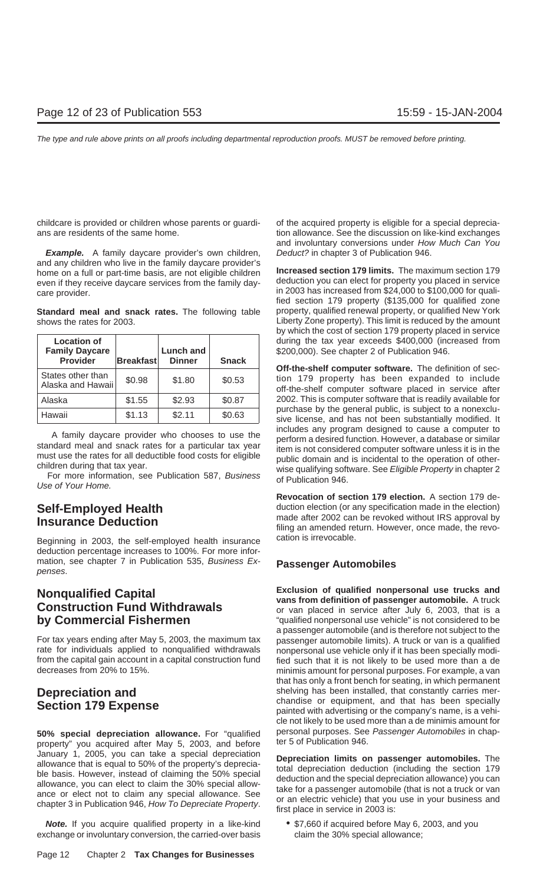childcare is provided or children whose parents or guardians are residents of the same home.

**Example.** A family daycare provider's own children, and any children who live in the family daycare provider's home on a full or part-time basis, are not eligible children even if they receive daycare services from the family daycare provider.

**Standard meal and snack rates.** The following table shows the rates for 2003.

| Location of Family Daycare Provider | Breakfast | Lunch and Dinner | Snack |
|---|---|---|---|
| States other than Alaska and Hawaii | $0.98 | $1.80 | $0.53 |
| Alaska | $1.55 | $2.93 | $0.87 |
| Hawaii | $1.13 | $2.11 | $0.63 |

A family daycare provider who chooses to use the standard meal and snack rates for a particular tax year must use the rates for all deductible food costs for eligible children during that tax year.

For more information, see Publication 587, *Business Use of Your Home.*

## Self-Employed Health Insurance Deduction

Beginning in 2003, the self-employed health insurance deduction percentage increases to 100%. For more information, see chapter 7 in Publication 535, *Business Expenses*.

## Nonqualified Capital Construction Fund Withdrawals by Commercial Fishermen

For tax years ending after May 5, 2003, the maximum tax rate for individuals applied to nonqualified withdrawals from the capital gain account in a capital construction fund decreases from 20% to 15%.

## Depreciation and Section 179 Expense

**50% special depreciation allowance.** For "qualified property" you acquired after May 5, 2003, and before January 1, 2005, you can take a special depreciation allowance that is equal to 50% of the property's depreciable basis. However, instead of claiming the 50% special allowance, you can elect to claim the 30% special allowance or elect not to claim any special allowance. See chapter 3 in Publication 946, *How To Depreciate Property*.

**Note.** If you acquire qualified property in a like-kind exchange or involuntary conversion, the carried-over basis of the acquired property is eligible for a special depreciation allowance. See the discussion on like-kind exchanges and involuntary conversions under *How Much Can You Deduct?* in chapter 3 of Publication 946.

**Increased section 179 limits.** The maximum section 179 deduction you can elect for property you placed in service in 2003 has increased from $24,000 to $100,000 for qualified section 179 property ($135,000 for qualified zone property, qualified renewal property, or qualified New York Liberty Zone property). This limit is reduced by the amount by which the cost of section 179 property placed in service during the tax year exceeds $400,000 (increased from $200,000). See chapter 2 of Publication 946.

**Off-the-shelf computer software.** The definition of section 179 property has been expanded to include off-the-shelf computer software placed in service after 2002. This is computer software that is readily available for purchase by the general public, is subject to a nonexclusive license, and has not been substantially modified. It includes any program designed to cause a computer to perform a desired function. However, a database or similar item is not considered computer software unless it is in the public domain and is incidental to the operation of otherwise qualifying software. See *Eligible Property* in chapter 2 of Publication 946.

**Revocation of section 179 election.** A section 179 deduction election (or any specification made in the election) made after 2002 can be revoked without IRS approval by filing an amended return. However, once made, the revocation is irrevocable.

### Passenger Automobiles

**Exclusion of qualified nonpersonal use trucks and vans from definition of passenger automobile.** A truck or van placed in service after July 6, 2003, that is a "qualified nonpersonal use vehicle" is not considered to be a passenger automobile (and is therefore not subject to the passenger automobile limits). A truck or van is a qualified nonpersonal use vehicle only if it has been specially modified such that it is not likely to be used more than a de minimis amount for personal purposes. For example, a van that has only a front bench for seating, in which permanent shelving has been installed, that constantly carries merchandise or equipment, and that has been specially painted with advertising or the company's name, is a vehicle not likely to be used more than a de minimis amount for personal purposes. See *Passenger Automobiles* in chapter 5 of Publication 946.

**Depreciation limits on passenger automobiles.** The total depreciation deduction (including the section 179 deduction and the special depreciation allowance) you can take for a passenger automobile (that is not a truck or van or an electric vehicle) that you use in your business and first place in service in 2003 is:

- $7,660 if acquired before May 6, 2003, and you claim the 30% special allowance;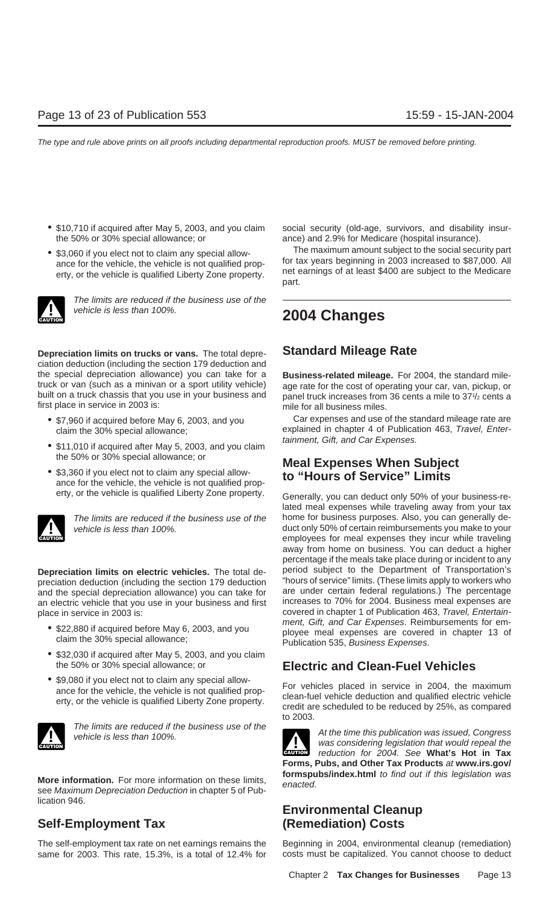- $10,710 if acquired after May 5, 2003, and you claim the 50% or 30% special allowance; or
- $3,060 if you elect not to claim any special allowance for the vehicle, the vehicle is not qualified property, or the vehicle is qualified Liberty Zone property.

*The limits are reduced if the business use of the vehicle is less than 100%.*

**Depreciation limits on trucks or vans.** The total depreciation deduction (including the section 179 deduction and the special depreciation allowance) you can take for a truck or van (such as a minivan or a sport utility vehicle) built on a truck chassis that you use in your business and first place in service in 2003 is:

- $7,960 if acquired before May 6, 2003, and you claim the 30% special allowance;
- $11,010 if acquired after May 5, 2003, and you claim the 50% or 30% special allowance; or
- $3,360 if you elect not to claim any special allowance for the vehicle, the vehicle is not qualified property, or the vehicle is qualified Liberty Zone property.

*The limits are reduced if the business use of the vehicle is less than 100%.*

**Depreciation limits on electric vehicles.** The total depreciation deduction (including the section 179 deduction and the special depreciation allowance) you can take for an electric vehicle that you use in your business and first place in service in 2003 is:

- $22,880 if acquired before May 6, 2003, and you claim the 30% special allowance;
- $32,030 if acquired after May 5, 2003, and you claim the 50% or 30% special allowance; or
- $9,080 if you elect not to claim any special allowance for the vehicle, the vehicle is not qualified property, or the vehicle is qualified Liberty Zone property.

*The limits are reduced if the business use of the vehicle is less than 100%.*

**More information.** For more information on these limits, see *Maximum Depreciation Deduction* in chapter 5 of Publication 946.

## Self-Employment Tax

The self-employment tax rate on net earnings remains the same for 2003. This rate, 15.3%, is a total of 12.4% for social security (old-age, survivors, and disability insurance) and 2.9% for Medicare (hospital insurance).

The maximum amount subject to the social security part for tax years beginning in 2003 increased to $87,000. All net earnings of at least $400 are subject to the Medicare part.

# 2004 Changes

## Standard Mileage Rate

**Business-related mileage.** For 2004, the standard mileage rate for the cost of operating your car, van, pickup, or panel truck increases from 36 cents a mile to 37½ cents a mile for all business miles.

Car expenses and use of the standard mileage rate are explained in chapter 4 of Publication 463, *Travel, Entertainment, Gift, and Car Expenses.*

## Meal Expenses When Subject to "Hours of Service" Limits

Generally, you can deduct only 50% of your business-related meal expenses while traveling away from your tax home for business purposes. Also, you can generally deduct only 50% of certain reimbursements you make to your employees for meal expenses they incur while traveling away from home on business. You can deduct a higher percentage if the meals take place during or incident to any period subject to the Department of Transportation's "hours of service" limits. (These limits apply to workers who are under certain federal regulations.) The percentage increases to 70% for 2004. Business meal expenses are covered in chapter 1 of Publication 463, *Travel, Entertainment, Gift, and Car Expenses*. Reimbursements for employee meal expenses are covered in chapter 13 of Publication 535, *Business Expenses*.

## Electric and Clean-Fuel Vehicles

For vehicles placed in service in 2004, the maximum clean-fuel vehicle deduction and qualified electric vehicle credit are scheduled to be reduced by 25%, as compared to 2003.

*At the time this publication was issued, Congress was considering legislation that would repeal the reduction for 2004. See* **What's Hot in Tax Forms, Pubs, and Other Tax Products** *at* **www.irs.gov/formspubs/index.html** *to find out if this legislation was enacted.*

## Environmental Cleanup (Remediation) Costs

Beginning in 2004, environmental cleanup (remediation) costs must be capitalized. You cannot choose to deduct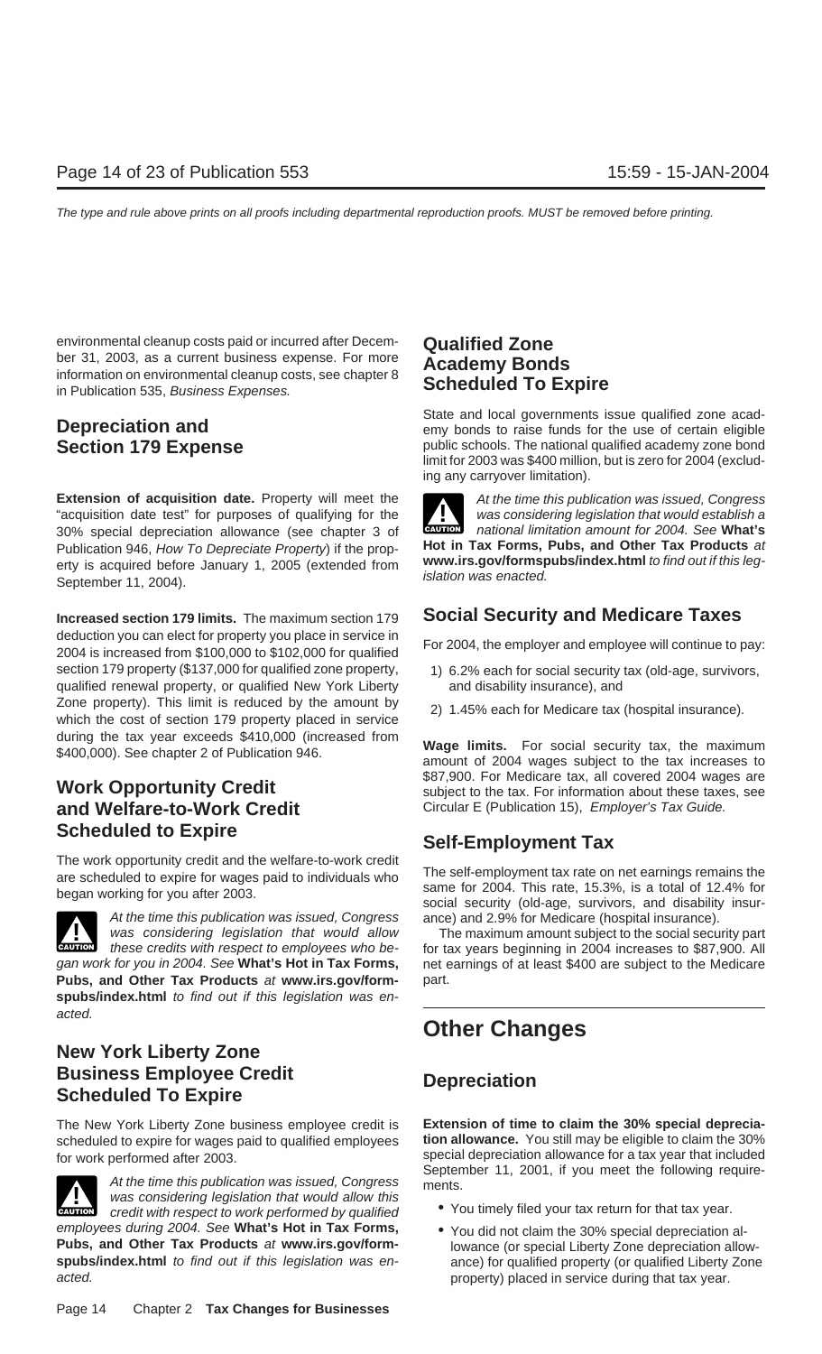environmental cleanup costs paid or incurred after December 31, 2003, as a current business expense. For more information on environmental cleanup costs, see chapter 8 in Publication 535, *Business Expenses.*

## Depreciation and Section 179 Expense

**Extension of acquisition date.** Property will meet the "acquisition date test" for purposes of qualifying for the 30% special depreciation allowance (see chapter 3 of Publication 946, *How To Depreciate Property*) if the property is acquired before January 1, 2005 (extended from September 11, 2004).

**Increased section 179 limits.** The maximum section 179 deduction you can elect for property you place in service in 2004 is increased from $100,000 to $102,000 for qualified section 179 property ($137,000 for qualified zone property, qualified renewal property, or qualified New York Liberty Zone property). This limit is reduced by the amount by which the cost of section 179 property placed in service during the tax year exceeds $410,000 (increased from $400,000). See chapter 2 of Publication 946.

## Work Opportunity Credit and Welfare-to-Work Credit Scheduled to Expire

The work opportunity credit and the welfare-to-work credit are scheduled to expire for wages paid to individuals who began working for you after 2003.

**CAUTION** *At the time this publication was issued, Congress was considering legislation that would allow these credits with respect to employees who began work for you in 2004. See* **What's Hot in Tax Forms, Pubs, and Other Tax Products** *at* **www.irs.gov/formspubs/index.html** *to find out if this legislation was enacted.*

## New York Liberty Zone Business Employee Credit Scheduled To Expire

The New York Liberty Zone business employee credit is scheduled to expire for wages paid to qualified employees for work performed after 2003.

**CAUTION** *At the time this publication was issued, Congress was considering legislation that would allow this credit with respect to work performed by qualified employees during 2004. See* **What's Hot in Tax Forms, Pubs, and Other Tax Products** *at* **www.irs.gov/formspubs/index.html** *to find out if this legislation was enacted.*

## Qualified Zone Academy Bonds Scheduled To Expire

State and local governments issue qualified zone academy bonds to raise funds for the use of certain eligible public schools. The national qualified academy zone bond limit for 2003 was $400 million, but is zero for 2004 (excluding any carryover limitation).

**CAUTION** *At the time this publication was issued, Congress was considering legislation that would establish a national limitation amount for 2004. See* **What's Hot in Tax Forms, Pubs, and Other Tax Products** *at* **www.irs.gov/formspubs/index.html** *to find out if this legislation was enacted.*

## Social Security and Medicare Taxes

For 2004, the employer and employee will continue to pay:

1) 6.2% each for social security tax (old-age, survivors, and disability insurance), and
2) 1.45% each for Medicare tax (hospital insurance).

**Wage limits.** For social security tax, the maximum amount of 2004 wages subject to the tax increases to $87,900. For Medicare tax, all covered 2004 wages are subject to the tax. For information about these taxes, see Circular E (Publication 15), *Employer's Tax Guide.*

## Self-Employment Tax

The self-employment tax rate on net earnings remains the same for 2004. This rate, 15.3%, is a total of 12.4% for social security (old-age, survivors, and disability insurance) and 2.9% for Medicare (hospital insurance).

The maximum amount subject to the social security part for tax years beginning in 2004 increases to $87,900. All net earnings of at least $400 are subject to the Medicare part.

# Other Changes

## Depreciation

**Extension of time to claim the 30% special depreciation allowance.** You still may be eligible to claim the 30% special depreciation allowance for a tax year that included September 11, 2001, if you meet the following requirements.

- You timely filed your tax return for that tax year.
- You did not claim the 30% special depreciation allowance (or special Liberty Zone depreciation allowance) for qualified property (or qualified Liberty Zone property) placed in service during that tax year.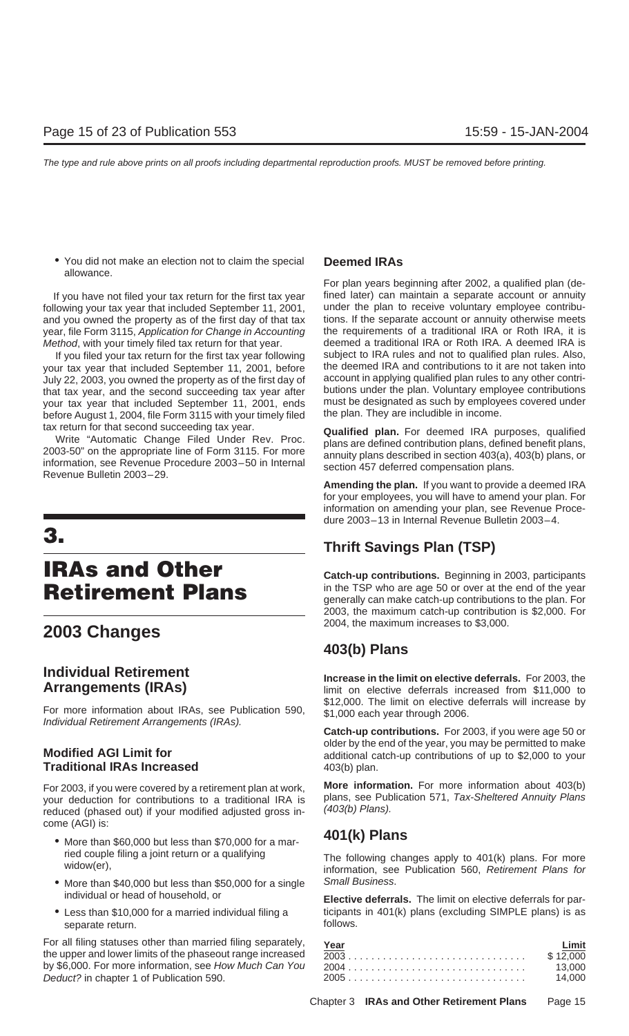- You did not make an election not to claim the special allowance.

If you have not filed your tax return for the first tax year following your tax year that included September 11, 2001, and you owned the property as of the first day of that tax year, file Form 3115, *Application for Change in Accounting Method*, with your timely filed tax return for that year.

If you filed your tax return for the first tax year following your tax year that included September 11, 2001, before July 22, 2003, you owned the property as of the first day of that tax year, and the second succeeding tax year after your tax year that included September 11, 2001, ends before August 1, 2004, file Form 3115 with your timely filed tax return for that second succeeding tax year.

Write "Automatic Change Filed Under Rev. Proc. 2003-50" on the appropriate line of Form 3115. For more information, see Revenue Procedure 2003–50 in Internal Revenue Bulletin 2003–29.

# 3. IRAs and Other Retirement Plans

## 2003 Changes

### Individual Retirement Arrangements (IRAs)

For more information about IRAs, see Publication 590, *Individual Retirement Arrangements (IRAs)*.

### Modified AGI Limit for Traditional IRAs Increased

For 2003, if you were covered by a retirement plan at work, your deduction for contributions to a traditional IRA is reduced (phased out) if your modified adjusted gross income (AGI) is:

- More than $60,000 but less than $70,000 for a married couple filing a joint return or a qualifying widow(er),
- More than $40,000 but less than $50,000 for a single individual or head of household, or
- Less than $10,000 for a married individual filing a separate return.

For all filing statuses other than married filing separately, the upper and lower limits of the phaseout range increased by $6,000. For more information, see *How Much Can You Deduct?* in chapter 1 of Publication 590.

### Deemed IRAs

For plan years beginning after 2002, a qualified plan (defined later) can maintain a separate account or annuity under the plan to receive voluntary employee contributions. If the separate account or annuity otherwise meets the requirements of a traditional IRA or Roth IRA, it is deemed a traditional IRA or Roth IRA. A deemed IRA is subject to IRA rules and not to qualified plan rules. Also, the deemed IRA and contributions to it are not taken into account in applying qualified plan rules to any other contributions under the plan. Voluntary employee contributions must be designated as such by employees covered under the plan. They are includible in income.

**Qualified plan.** For deemed IRA purposes, qualified plans are defined contribution plans, defined benefit plans, annuity plans described in section 403(a), 403(b) plans, or section 457 deferred compensation plans.

**Amending the plan.** If you want to provide a deemed IRA for your employees, you will have to amend your plan. For information on amending your plan, see Revenue Procedure 2003–13 in Internal Revenue Bulletin 2003–4.

### Thrift Savings Plan (TSP)

**Catch-up contributions.** Beginning in 2003, participants in the TSP who are age 50 or over at the end of the year generally can make catch-up contributions to the plan. For 2003, the maximum catch-up contribution is $2,000. For 2004, the maximum increases to $3,000.

### 403(b) Plans

**Increase in the limit on elective deferrals.** For 2003, the limit on elective deferrals increased from $11,000 to $12,000. The limit on elective deferrals will increase by $1,000 each year through 2006.

**Catch-up contributions.** For 2003, if you were age 50 or older by the end of the year, you may be permitted to make additional catch-up contributions of up to $2,000 to your 403(b) plan.

**More information.** For more information about 403(b) plans, see Publication 571, *Tax-Sheltered Annuity Plans (403(b) Plans)*.

### 401(k) Plans

The following changes apply to 401(k) plans. For more information, see Publication 560, *Retirement Plans for Small Business*.

**Elective deferrals.** The limit on elective deferrals for participants in 401(k) plans (excluding SIMPLE plans) is as follows.

| Year | Limit |
|---|---|
| 2003 | $ 12,000 |
| 2004 | 13,000 |
| 2005 | 14,000 |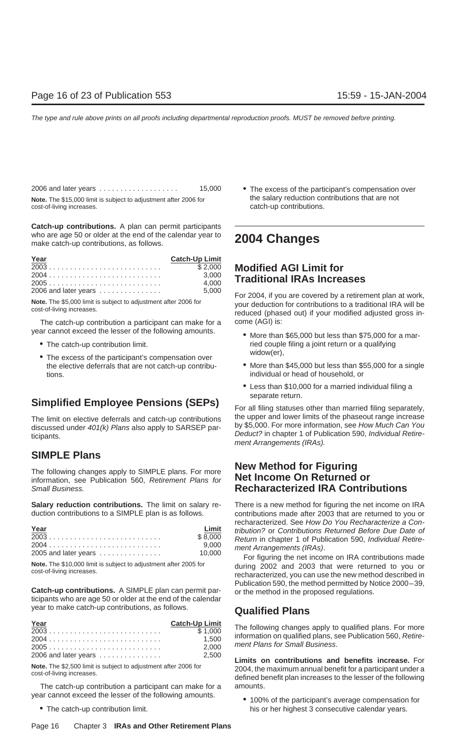| | |
|---|---|
| 2006 and later years | 15,000 |

**Note.** The $15,000 limit is subject to adjustment after 2006 for cost-of-living increases.

**Catch-up contributions.** A plan can permit participants who are age 50 or older at the end of the calendar year to make catch-up contributions, as follows.

| Year | Catch-Up Limit |
|---|---|
| 2003 | $ 2,000 |
| 2004 | 3,000 |
| 2005 | 4,000 |
| 2006 and later years | 5,000 |

**Note.** The $5,000 limit is subject to adjustment after 2006 for cost-of-living increases.

The catch-up contribution a participant can make for a year cannot exceed the lesser of the following amounts.

- The catch-up contribution limit.
- The excess of the participant's compensation over the elective deferrals that are not catch-up contributions.

## Simplified Employee Pensions (SEPs)

The limit on elective deferrals and catch-up contributions discussed under *401(k) Plans* also apply to SARSEP participants.

## SIMPLE Plans

The following changes apply to SIMPLE plans. For more information, see Publication 560, *Retirement Plans for Small Business.*

**Salary reduction contributions.** The limit on salary reduction contributions to a SIMPLE plan is as follows.

| Year | Limit |
|---|---|
| 2003 | $ 8,000 |
| 2004 | 9,000 |
| 2005 and later years | 10,000 |

**Note.** The $10,000 limit is subject to adjustment after 2005 for cost-of-living increases.

**Catch-up contributions.** A SIMPLE plan can permit participants who are age 50 or older at the end of the calendar year to make catch-up contributions, as follows.

| Year | Catch-Up Limit |
|---|---|
| 2003 | $ 1,000 |
| 2004 | 1,500 |
| 2005 | 2,000 |
| 2006 and later years | 2,500 |

**Note.** The $2,500 limit is subject to adjustment after 2006 for cost-of-living increases.

The catch-up contribution a participant can make for a year cannot exceed the lesser of the following amounts.

- The catch-up contribution limit.
- The excess of the participant's compensation over the salary reduction contributions that are not catch-up contributions.

# 2004 Changes

## Modified AGI Limit for Traditional IRAs Increases

For 2004, if you are covered by a retirement plan at work, your deduction for contributions to a traditional IRA will be reduced (phased out) if your modified adjusted gross income (AGI) is:

- More than $65,000 but less than $75,000 for a married couple filing a joint return or a qualifying widow(er),
- More than $45,000 but less than $55,000 for a single individual or head of household, or
- Less than $10,000 for a married individual filing a separate return.

For all filing statuses other than married filing separately, the upper and lower limits of the phaseout range increase by $5,000. For more information, see *How Much Can You Deduct?* in chapter 1 of Publication 590, *Individual Retirement Arrangements (IRAs).*

## New Method for Figuring Net Income On Returned or Recharacterized IRA Contributions

There is a new method for figuring the net income on IRA contributions made after 2003 that are returned to you or recharacterized. See *How Do You Recharacterize a Contribution?* or *Contributions Returned Before Due Date of Return* in chapter 1 of Publication 590, *Individual Retirement Arrangements (IRAs)*.

For figuring the net income on IRA contributions made during 2002 and 2003 that were returned to you or recharacterized, you can use the new method described in Publication 590, the method permitted by Notice 2000–39, or the method in the proposed regulations.

## Qualified Plans

The following changes apply to qualified plans. For more information on qualified plans, see Publication 560, *Retirement Plans for Small Business*.

**Limits on contributions and benefits increase.** For 2004, the maximum annual benefit for a participant under a defined benefit plan increases to the lesser of the following amounts.

- 100% of the participant's average compensation for his or her highest 3 consecutive calendar years.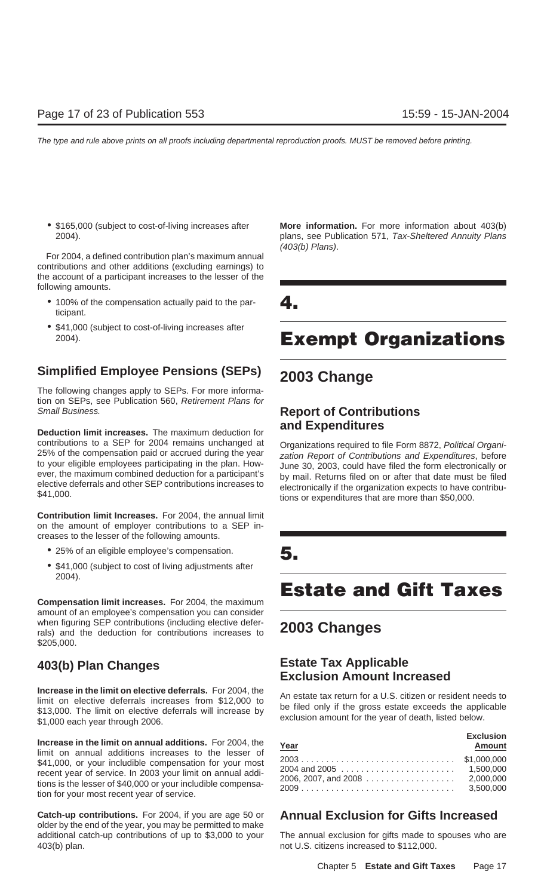- $165,000 (subject to cost-of-living increases after 2004).

For 2004, a defined contribution plan's maximum annual contributions and other additions (excluding earnings) to the account of a participant increases to the lesser of the following amounts.

- 100% of the compensation actually paid to the participant.
- $41,000 (subject to cost-of-living increases after 2004).

### Simplified Employee Pensions (SEPs)

The following changes apply to SEPs. For more information on SEPs, see Publication 560, *Retirement Plans for Small Business.*

**Deduction limit increases.** The maximum deduction for contributions to a SEP for 2004 remains unchanged at 25% of the compensation paid or accrued during the year to your eligible employees participating in the plan. However, the maximum combined deduction for a participant's elective deferrals and other SEP contributions increases to $41,000.

**Contribution limit Increases.** For 2004, the annual limit on the amount of employer contributions to a SEP increases to the lesser of the following amounts.

- 25% of an eligible employee's compensation.
- $41,000 (subject to cost of living adjustments after 2004).

**Compensation limit increases.** For 2004, the maximum amount of an employee's compensation you can consider when figuring SEP contributions (including elective deferrals) and the deduction for contributions increases to $205,000.

### 403(b) Plan Changes

**Increase in the limit on elective deferrals.** For 2004, the limit on elective deferrals increases from $12,000 to $13,000. The limit on elective deferrals will increase by $1,000 each year through 2006.

**Increase in the limit on annual additions.** For 2004, the limit on annual additions increases to the lesser of $41,000, or your includible compensation for your most recent year of service. In 2003 your limit on annual additions is the lesser of $40,000 or your includible compensation for your most recent year of service.

**Catch-up contributions.** For 2004, if you are age 50 or older by the end of the year, you may be permitted to make additional catch-up contributions of up to $3,000 to your 403(b) plan.

**More information.** For more information about 403(b) plans, see Publication 571, *Tax-Sheltered Annuity Plans (403(b) Plans)*.

# 4. Exempt Organizations

## 2003 Change

### Report of Contributions and Expenditures

Organizations required to file Form 8872, *Political Organization Report of Contributions and Expenditures*, before June 30, 2003, could have filed the form electronically or by mail. Returns filed on or after that date must be filed electronically if the organization expects to have contributions or expenditures that are more than $50,000.

# 5. Estate and Gift Taxes

## 2003 Changes

### Estate Tax Applicable Exclusion Amount Increased

An estate tax return for a U.S. citizen or resident needs to be filed only if the gross estate exceeds the applicable exclusion amount for the year of death, listed below.

| Year | Exclusion Amount |
|---|---|
| 2003 | $1,000,000 |
| 2004 and 2005 | 1,500,000 |
| 2006, 2007, and 2008 | 2,000,000 |
| 2009 | 3,500,000 |

### Annual Exclusion for Gifts Increased

The annual exclusion for gifts made to spouses who are not U.S. citizens increased to $112,000.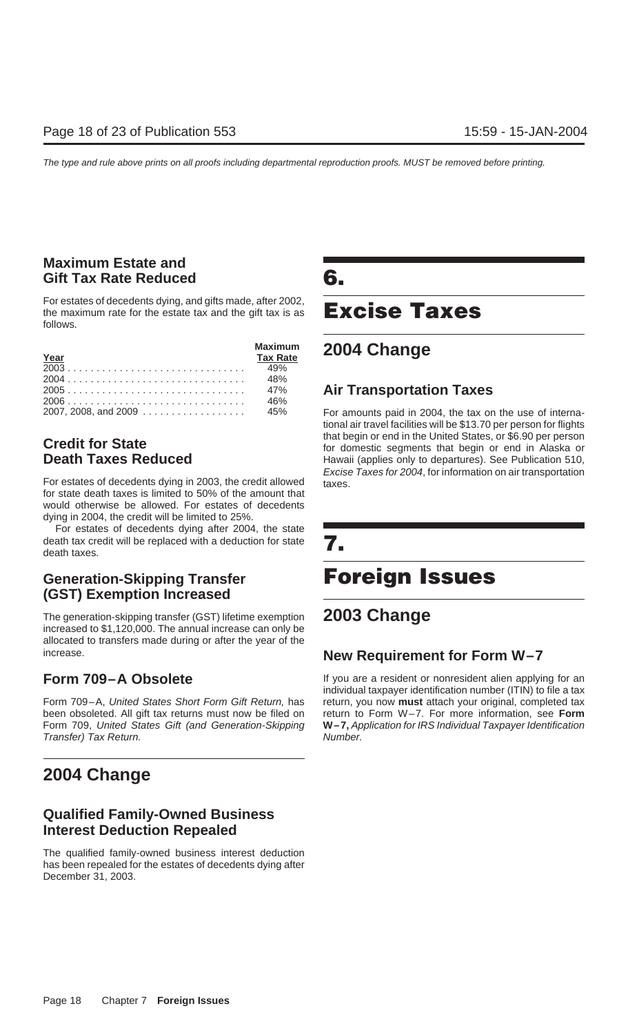### Maximum Estate and Gift Tax Rate Reduced

For estates of decedents dying, and gifts made, after 2002, the maximum rate for the estate tax and the gift tax is as follows.

| Year | Maximum Tax Rate |
|---|---|
| 2003 | 49% |
| 2004 | 48% |
| 2005 | 47% |
| 2006 | 46% |
| 2007, 2008, and 2009 | 45% |

### Credit for State Death Taxes Reduced

For estates of decedents dying in 2003, the credit allowed for state death taxes is limited to 50% of the amount that would otherwise be allowed. For estates of decedents dying in 2004, the credit will be limited to 25%.

For estates of decedents dying after 2004, the state death tax credit will be replaced with a deduction for state death taxes.

### Generation-Skipping Transfer (GST) Exemption Increased

The generation-skipping transfer (GST) lifetime exemption increased to $1,120,000. The annual increase can only be allocated to transfers made during or after the year of the increase.

### Form 709–A Obsolete

Form 709–A, *United States Short Form Gift Return,* has been obsoleted. All gift tax returns must now be filed on Form 709, *United States Gift (and Generation-Skipping Transfer) Tax Return.*

## 2004 Change

### Qualified Family-Owned Business Interest Deduction Repealed

The qualified family-owned business interest deduction has been repealed for the estates of decedents dying after December 31, 2003.

# 6. Excise Taxes

## 2004 Change

### Air Transportation Taxes

For amounts paid in 2004, the tax on the use of international air travel facilities will be $13.70 per person for flights that begin or end in the United States, or $6.90 per person for domestic segments that begin or end in Alaska or Hawaii (applies only to departures). See Publication 510, *Excise Taxes for 2004*, for information on air transportation taxes.

# 7. Foreign Issues

## 2003 Change

### New Requirement for Form W–7

If you are a resident or nonresident alien applying for an individual taxpayer identification number (ITIN) to file a tax return, you now **must** attach your original, completed tax return to Form W–7. For more information, see **Form W–7,** *Application for IRS Individual Taxpayer Identification Number.*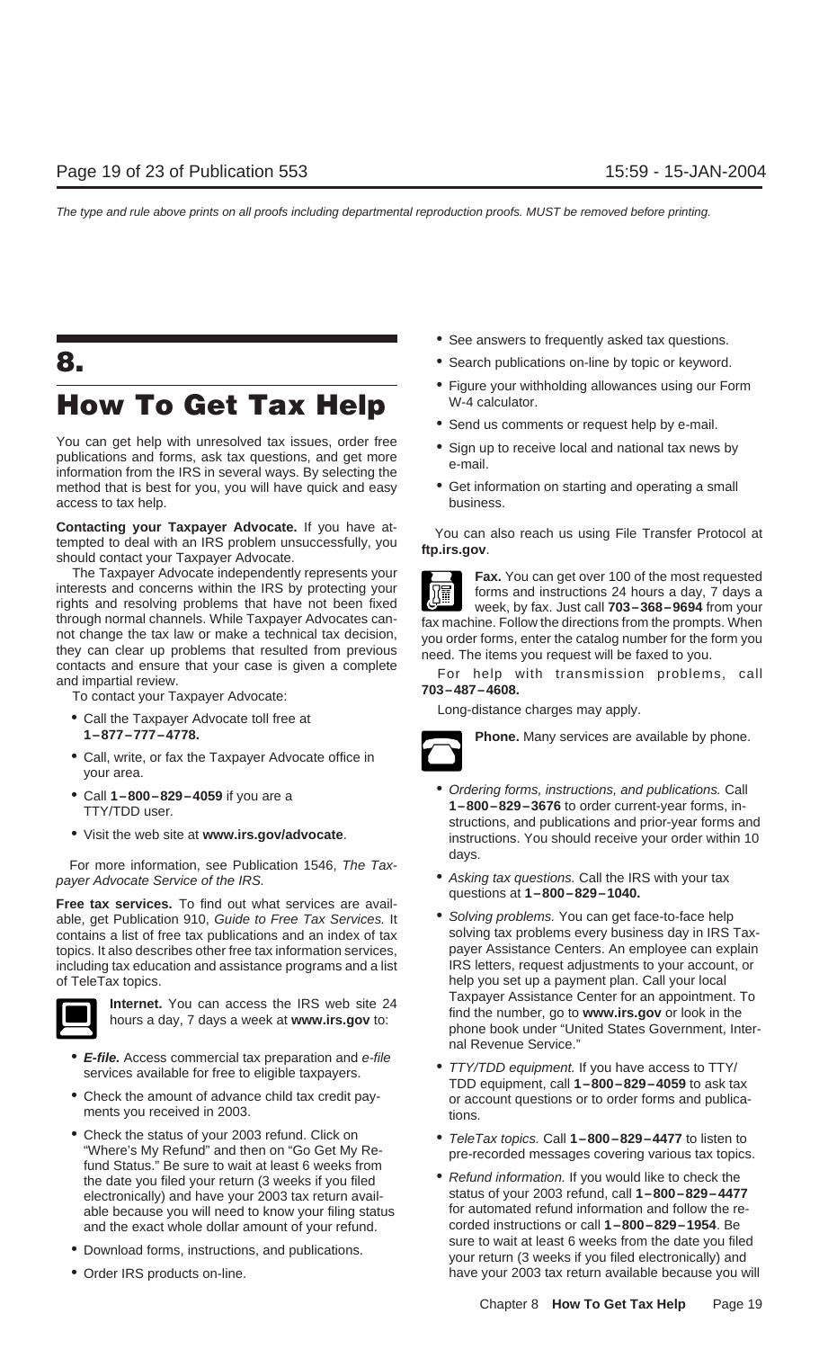# 8. How To Get Tax Help

You can get help with unresolved tax issues, order free publications and forms, ask tax questions, and get more information from the IRS in several ways. By selecting the method that is best for you, you will have quick and easy access to tax help.

**Contacting your Taxpayer Advocate.** If you have attempted to deal with an IRS problem unsuccessfully, you should contact your Taxpayer Advocate.

The Taxpayer Advocate independently represents your interests and concerns within the IRS by protecting your rights and resolving problems that have not been fixed through normal channels. While Taxpayer Advocates cannot change the tax law or make a technical tax decision, they can clear up problems that resulted from previous contacts and ensure that your case is given a complete and impartial review.

To contact your Taxpayer Advocate:

- Call the Taxpayer Advocate toll free at **1–877–777–4778.**
- Call, write, or fax the Taxpayer Advocate office in your area.
- Call **1–800–829–4059** if you are a TTY/TDD user.
- Visit the web site at **www.irs.gov/advocate**.

For more information, see Publication 1546, *The Taxpayer Advocate Service of the IRS.*

**Free tax services.** To find out what services are available, get Publication 910, *Guide to Free Tax Services.* It contains a list of free tax publications and an index of tax topics. It also describes other free tax information services, including tax education and assistance programs and a list of TeleTax topics.

**Internet.** You can access the IRS web site 24 hours a day, 7 days a week at **www.irs.gov** to:

- ***E-file.*** Access commercial tax preparation and *e-file* services available for free to eligible taxpayers.
- Check the amount of advance child tax credit payments you received in 2003.
- Check the status of your 2003 refund. Click on "Where's My Refund" and then on "Go Get My Refund Status." Be sure to wait at least 6 weeks from the date you filed your return (3 weeks if you filed electronically) and have your 2003 tax return available because you will need to know your filing status and the exact whole dollar amount of your refund.
- Download forms, instructions, and publications.
- Order IRS products on-line.
- See answers to frequently asked tax questions.
- Search publications on-line by topic or keyword.
- Figure your withholding allowances using our Form W-4 calculator.
- Send us comments or request help by e-mail.
- Sign up to receive local and national tax news by e-mail.
- Get information on starting and operating a small business.

You can also reach us using File Transfer Protocol at **ftp.irs.gov**.

**Fax.** You can get over 100 of the most requested forms and instructions 24 hours a day, 7 days a week, by fax. Just call **703–368–9694** from your fax machine. Follow the directions from the prompts. When you order forms, enter the catalog number for the form you need. The items you request will be faxed to you.

For help with transmission problems, call **703–487–4608.**

Long-distance charges may apply.

**Phone.** Many services are available by phone.

- *Ordering forms, instructions, and publications.* Call **1–800–829–3676** to order current-year forms, instructions, and publications and prior-year forms and instructions. You should receive your order within 10 days.
- *Asking tax questions.* Call the IRS with your tax questions at **1–800–829–1040.**
- *Solving problems.* You can get face-to-face help solving tax problems every business day in IRS Taxpayer Assistance Centers. An employee can explain IRS letters, request adjustments to your account, or help you set up a payment plan. Call your local Taxpayer Assistance Center for an appointment. To find the number, go to **www.irs.gov** or look in the phone book under "United States Government, Internal Revenue Service."
- *TTY/TDD equipment.* If you have access to TTY/TDD equipment, call **1–800–829–4059** to ask tax or account questions or to order forms and publications.
- *TeleTax topics.* Call **1–800–829–4477** to listen to pre-recorded messages covering various tax topics.
- *Refund information.* If you would like to check the status of your 2003 refund, call **1–800–829–4477** for automated refund information and follow the recorded instructions or call **1–800–829–1954**. Be sure to wait at least 6 weeks from the date you filed your return (3 weeks if you filed electronically) and have your 2003 tax return available because you will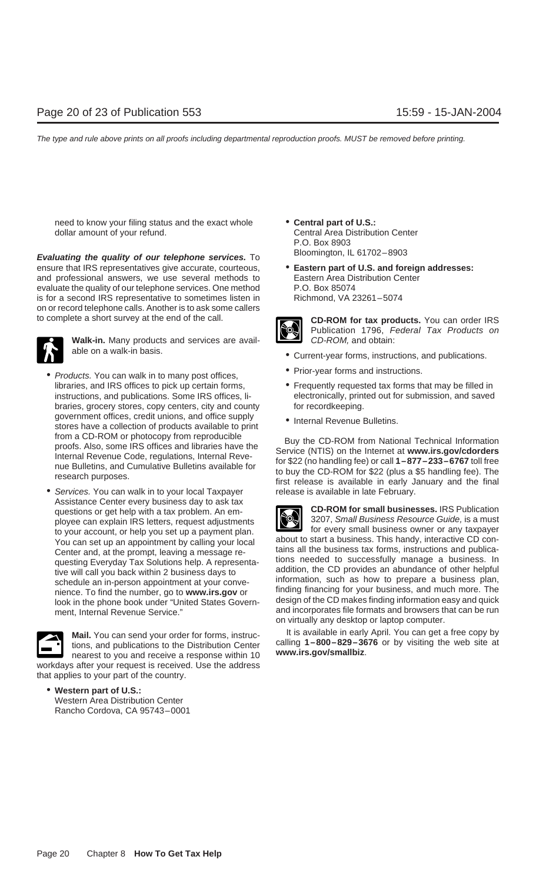need to know your filing status and the exact whole dollar amount of your refund.

***Evaluating the quality of our telephone services.*** To ensure that IRS representatives give accurate, courteous, and professional answers, we use several methods to evaluate the quality of our telephone services. One method is for a second IRS representative to sometimes listen in on or record telephone calls. Another is to ask some callers to complete a short survey at the end of the call.

**Walk-in.** Many products and services are available on a walk-in basis.

- *Products.* You can walk in to many post offices, libraries, and IRS offices to pick up certain forms, instructions, and publications. Some IRS offices, libraries, grocery stores, copy centers, city and county government offices, credit unions, and office supply stores have a collection of products available to print from a CD-ROM or photocopy from reproducible proofs. Also, some IRS offices and libraries have the Internal Revenue Code, regulations, Internal Revenue Bulletins, and Cumulative Bulletins available for research purposes.
- *Services.* You can walk in to your local Taxpayer Assistance Center every business day to ask tax questions or get help with a tax problem. An employee can explain IRS letters, request adjustments to your account, or help you set up a payment plan. You can set up an appointment by calling your local Center and, at the prompt, leaving a message requesting Everyday Tax Solutions help. A representative will call you back within 2 business days to schedule an in-person appointment at your convenience. To find the number, go to **www.irs.gov** or look in the phone book under "United States Government, Internal Revenue Service."

**Mail.** You can send your order for forms, instructions, and publications to the Distribution Center nearest to you and receive a response within 10 workdays after your request is received. Use the address that applies to your part of the country.

- **Western part of U.S.:**
  Western Area Distribution Center
  Rancho Cordova, CA 95743–0001
- **Central part of U.S.:**
  Central Area Distribution Center
  P.O. Box 8903
  Bloomington, IL 61702–8903
- **Eastern part of U.S. and foreign addresses:**
  Eastern Area Distribution Center
  P.O. Box 85074
  Richmond, VA 23261–5074

**CD-ROM for tax products.** You can order IRS Publication 1796, *Federal Tax Products on CD-ROM,* and obtain:

- Current-year forms, instructions, and publications.
- Prior-year forms and instructions.
- Frequently requested tax forms that may be filled in electronically, printed out for submission, and saved for recordkeeping.
- Internal Revenue Bulletins.

Buy the CD-ROM from National Technical Information Service (NTIS) on the Internet at **www.irs.gov/cdorders** for $22 (no handling fee) or call **1–877–233–6767** toll free to buy the CD-ROM for $22 (plus a $5 handling fee). The first release is available in early January and the final release is available in late February.

**CD-ROM for small businesses.** IRS Publication 3207, *Small Business Resource Guide,* is a must for every small business owner or any taxpayer about to start a business. This handy, interactive CD contains all the business tax forms, instructions and publications needed to successfully manage a business. In addition, the CD provides an abundance of other helpful information, such as how to prepare a business plan, finding financing for your business, and much more. The design of the CD makes finding information easy and quick and incorporates file formats and browsers that can be run on virtually any desktop or laptop computer.

It is available in early April. You can get a free copy by calling **1–800–829–3676** or by visiting the web site at **www.irs.gov/smallbiz**.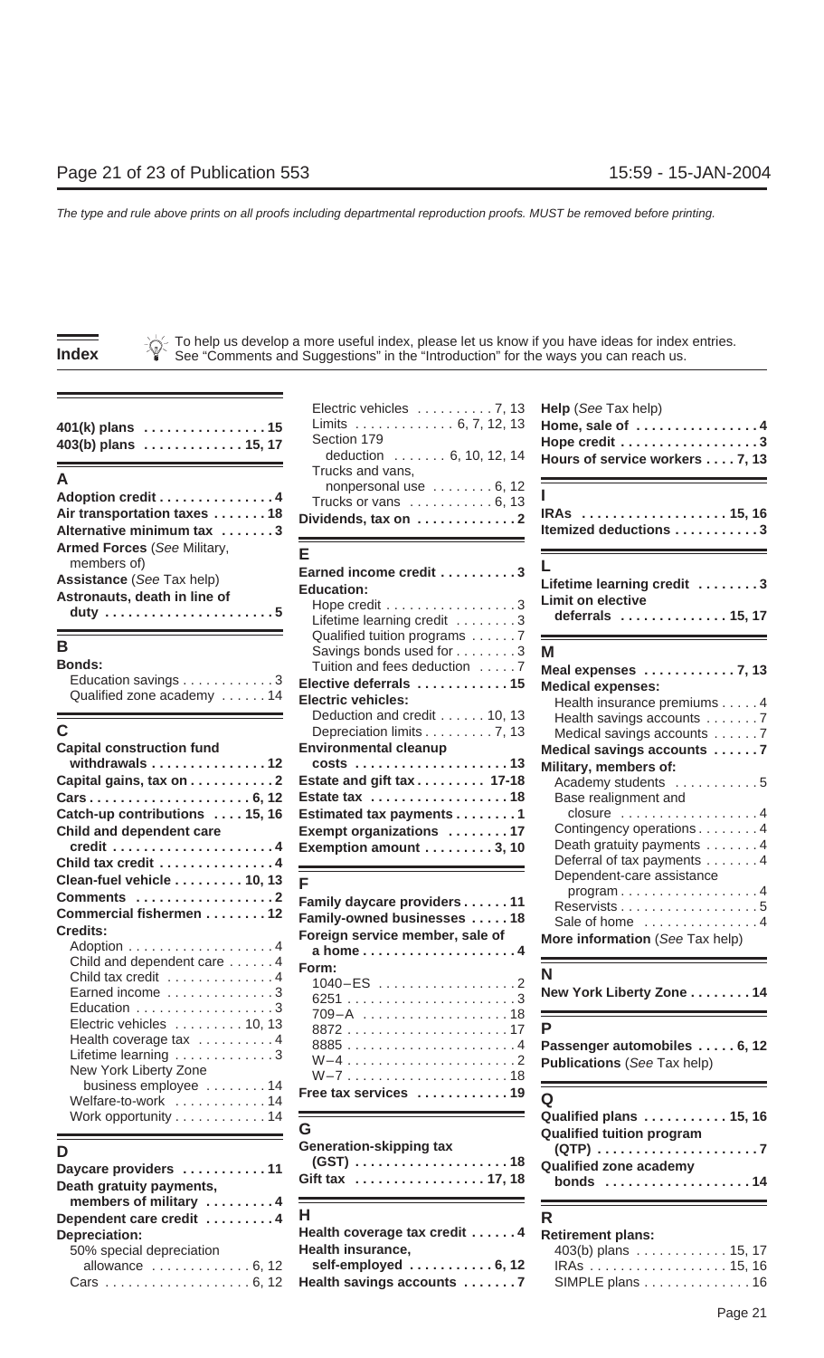# Index

To help us develop a more useful index, please let us know if you have ideas for index entries. See "Comments and Suggestions" in the "Introduction" for the ways you can reach us.

**401(k) plans** . . . . . . . . . . . . . . . . 15
**403(b) plans** . . . . . . . . . . . . . 15, 17

## A

**Adoption credit** . . . . . . . . . . . . . . . 4
**Air transportation taxes** . . . . . . . 18
**Alternative minimum tax** . . . . . . . 3
**Armed Forces** (*See* Military, members of)
**Assistance** (*See* Tax help)
**Astronauts, death in line of duty** . . . . . . . . . . . . . . . . . . . . . . 5

## B

**Bonds:**
- Education savings . . . . . . . . . . . . 3
- Qualified zone academy . . . . . . 14

## C

**Capital construction fund withdrawals** . . . . . . . . . . . . . . . 12
**Capital gains, tax on** . . . . . . . . . . . 2
**Cars** . . . . . . . . . . . . . . . . . . . . . 6, 12
**Catch-up contributions** . . . . 15, 16
**Child and dependent care credit** . . . . . . . . . . . . . . . . . . . . . 4
**Child tax credit** . . . . . . . . . . . . . . . 4
**Clean-fuel vehicle** . . . . . . . . . 10, 13
**Comments** . . . . . . . . . . . . . . . . . . 2
**Commercial fishermen** . . . . . . . . 12
**Credits:**
- Adoption . . . . . . . . . . . . . . . . . . . 4
- Child and dependent care . . . . . . 4
- Child tax credit . . . . . . . . . . . . . . 4
- Earned income . . . . . . . . . . . . . . 3
- Education . . . . . . . . . . . . . . . . . . 3
- Electric vehicles . . . . . . . . . 10, 13
- Health coverage tax . . . . . . . . . . 4
- Lifetime learning . . . . . . . . . . . . 3
- New York Liberty Zone business employee . . . . . . . . 14
- Welfare-to-work . . . . . . . . . . . . 14
- Work opportunity . . . . . . . . . . . 14

## D

**Daycare providers** . . . . . . . . . . . 11
**Death gratuity payments, members of military** . . . . . . . . . 4
**Dependent care credit** . . . . . . . . . 4
**Depreciation:**
- 50% special depreciation allowance . . . . . . . . . . . . . 6, 12
- Cars . . . . . . . . . . . . . . . . . . . 6, 12
- Electric vehicles . . . . . . . . . . 7, 13
- Limits . . . . . . . . . . . . . 6, 7, 12, 13
- Section 179 deduction . . . . . . . 6, 10, 12, 14
- Trucks and vans, nonpersonal use . . . . . . . . 6, 12
- Trucks or vans . . . . . . . . . . . 6, 13

**Dividends, tax on** . . . . . . . . . . . . . 2

## E

**Earned income credit** . . . . . . . . . . 3
**Education:**
- Hope credit . . . . . . . . . . . . . . . . 3
- Lifetime learning credit . . . . . . . 3
- Qualified tuition programs . . . . . . 7
- Savings bonds used for . . . . . . . . 3
- Tuition and fees deduction . . . . . 7

**Elective deferrals** . . . . . . . . . . . . 15
**Electric vehicles:**
- Deduction and credit . . . . . . 10, 13
- Depreciation limits . . . . . . . . . 7, 13

**Environmental cleanup costs** . . . . . . . . . . . . . . . . . . . . 13
**Estate and gift tax** . . . . . . . . . 17-18
**Estate tax** . . . . . . . . . . . . . . . . . . 18
**Estimated tax payments** . . . . . . . . 1
**Exempt organizations** . . . . . . . . 17
**Exemption amount** . . . . . . . . . 3, 10

## F

**Family daycare providers** . . . . . . 11
**Family-owned businesses** . . . . . 18
**Foreign service member, sale of a home** . . . . . . . . . . . . . . . . . . . 4
**Form:**
- 1040–ES . . . . . . . . . . . . . . . . . . 2
- 6251 . . . . . . . . . . . . . . . . . . . . . . 3
- 709–A . . . . . . . . . . . . . . . . . . . 18
- 8872 . . . . . . . . . . . . . . . . . . . . . 17
- 8885 . . . . . . . . . . . . . . . . . . . . . . 4
- W–4 . . . . . . . . . . . . . . . . . . . . . . 2
- W–7 . . . . . . . . . . . . . . . . . . . . . 18

**Free tax services** . . . . . . . . . . . . 19

## G

**Generation-skipping tax (GST)** . . . . . . . . . . . . . . . . . . . 18
**Gift tax** . . . . . . . . . . . . . . . . 17, 18

## H

**Health coverage tax credit** . . . . . . 4
**Health insurance, self-employed** . . . . . . . . . . . 6, 12
**Health savings accounts** . . . . . . . 7
**Help** (*See* Tax help)
**Home, sale of** . . . . . . . . . . . . . . . . 4
**Hope credit** . . . . . . . . . . . . . . . . . 3
**Hours of service workers** . . . . 7, 13

## I

**IRAs** . . . . . . . . . . . . . . . . . . . 15, 16
**Itemized deductions** . . . . . . . . . . . 3

## L

**Lifetime learning credit** . . . . . . . . 3
**Limit on elective deferrals** . . . . . . . . . . . . . 15, 17

## M

**Meal expenses** . . . . . . . . . . . . 7, 13
**Medical expenses:**
- Health insurance premiums . . . . . 4
- Health savings accounts . . . . . . . 7
- Medical savings accounts . . . . . . 7

**Medical savings accounts** . . . . . . 7
**Military, members of:**
- Academy students . . . . . . . . . . . 5
- Base realignment and closure . . . . . . . . . . . . . . . . . . 4
- Contingency operations . . . . . . . . 4
- Death gratuity payments . . . . . . . 4
- Deferral of tax payments . . . . . . . 4
- Dependent-care assistance program . . . . . . . . . . . . . . . . . . 4
- Reservists . . . . . . . . . . . . . . . . . . 5
- Sale of home . . . . . . . . . . . . . . . 4

**More information** (*See* Tax help)

## N

**New York Liberty Zone** . . . . . . . . 14

## P

**Passenger automobiles** . . . . . 6, 12
**Publications** (*See* Tax help)

## Q

**Qualified plans** . . . . . . . . . . . 15, 16
**Qualified tuition program (QTP)** . . . . . . . . . . . . . . . . . . . . 7
**Qualified zone academy bonds** . . . . . . . . . . . . . . . . . . . 14

## R

**Retirement plans:**
- 403(b) plans . . . . . . . . . . . . 15, 17
- IRAs . . . . . . . . . . . . . . . . . . 15, 16
- SIMPLE plans . . . . . . . . . . . . . . 16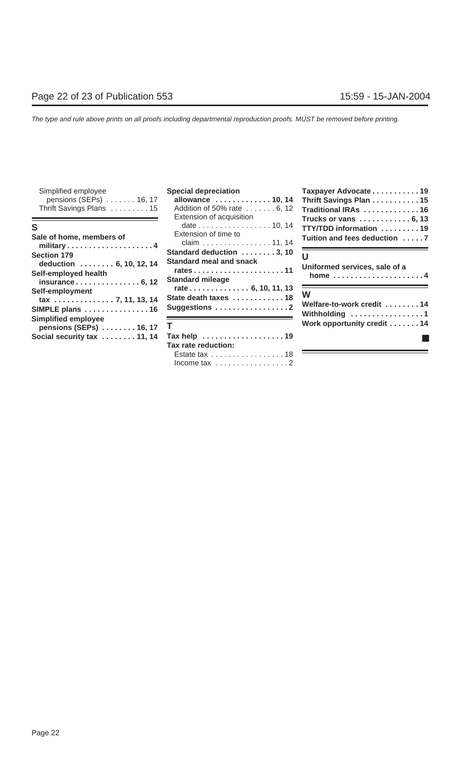*The type and rule above prints on all proofs including departmental reproduction proofs. MUST be removed before printing.*

Simplified employee pensions (SEPs) . . . . . . . 16, 17
Thrift Savings Plans . . . . . . . . . 15

## S

**Sale of home, members of military . . . . . . . . . . . . . . . . . . . 4**
**Section 179 deduction . . . . . . . . 6, 10, 12, 14**
**Self-employed health insurance . . . . . . . . . . . . . . 6, 12**
**Self-employment tax . . . . . . . . . . . . . 7, 11, 13, 14**
**SIMPLE plans . . . . . . . . . . . . . . 16**
**Simplified employee pensions (SEPs) . . . . . . . . 16, 17**
**Social security tax . . . . . . . . 11, 14**
**Special depreciation allowance . . . . . . . . . . . . . 10, 14**
Addition of 50% rate . . . . . . . 6, 12
Extension of acquisition date . . . . . . . . . . . . . . . . . 10, 14
Extension of time to claim . . . . . . . . . . . . . . . . 11, 14
**Standard deduction . . . . . . . . 3, 10**
**Standard meal and snack rates . . . . . . . . . . . . . . . . . . . . 11**
**Standard mileage rate . . . . . . . . . . . . . 6, 10, 11, 13**
**State death taxes . . . . . . . . . . . 18**
**Suggestions . . . . . . . . . . . . . . . . 2**

## T

**Tax help . . . . . . . . . . . . . . . . . . 19**
**Tax rate reduction:**
Estate tax . . . . . . . . . . . . . . . . 18
Income tax . . . . . . . . . . . . . . . . 2
**Taxpayer Advocate . . . . . . . . . . 19**
**Thrift Savings Plan . . . . . . . . . . 15**
**Traditional IRAs . . . . . . . . . . . . 16**
**Trucks or vans . . . . . . . . . . . . 6, 13**
**TTY/TDD information . . . . . . . . . 19**
**Tuition and fees deduction . . . . . 7**

## U

**Uniformed services, sale of a home . . . . . . . . . . . . . . . . . . . . 4**

## W

**Welfare-to-work credit . . . . . . . . 14**
**Withholding . . . . . . . . . . . . . . . . 1**
**Work opportunity credit . . . . . . . 14**

■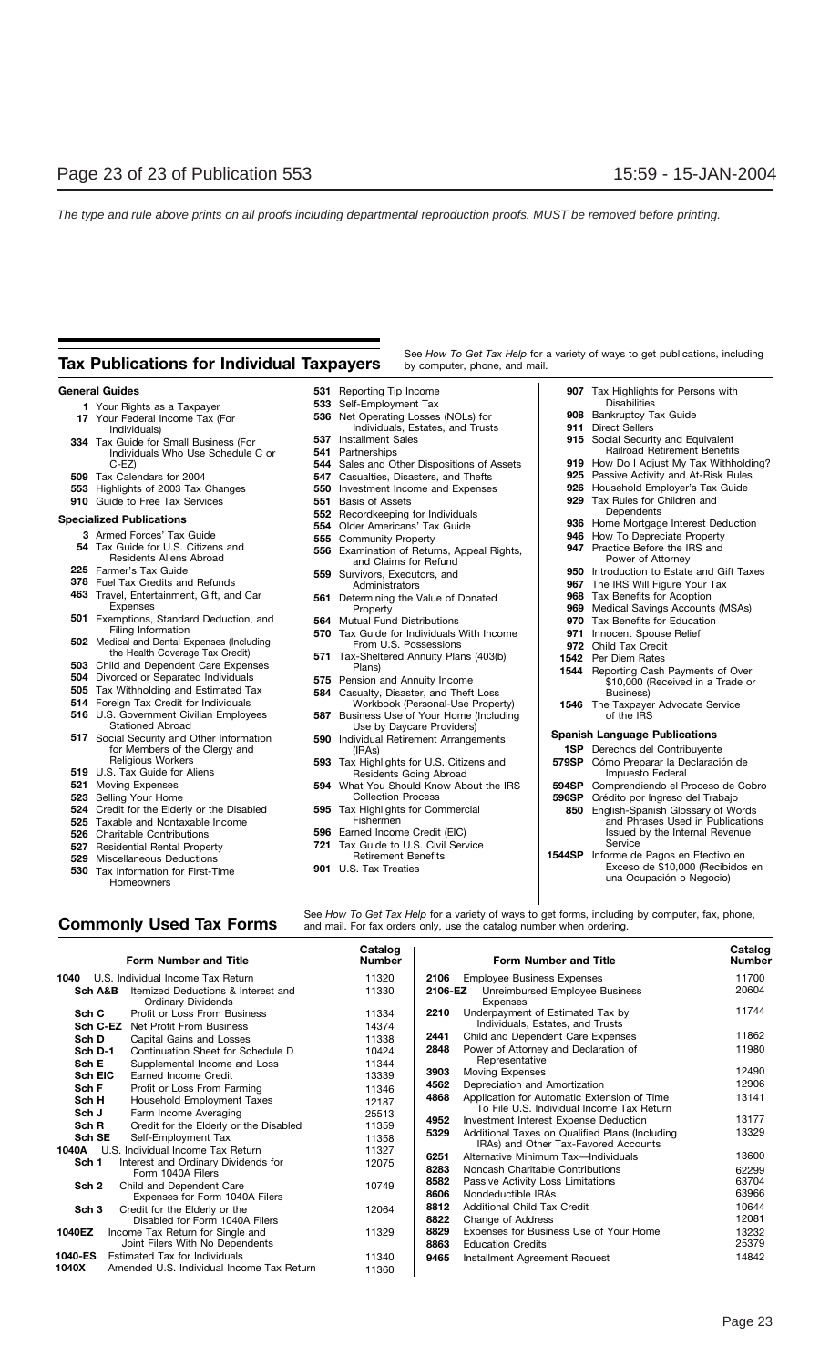## Tax Publications for Individual Taxpayers

See *How To Get Tax Help* for a variety of ways to get publications, including by computer, phone, and mail.

### General Guides

- **1** Your Rights as a Taxpayer
- **17** Your Federal Income Tax (For Individuals)
- **334** Tax Guide for Small Business (For Individuals Who Use Schedule C or C-EZ)
- **509** Tax Calendars for 2004
- **553** Highlights of 2003 Tax Changes
- **910** Guide to Free Tax Services

### Specialized Publications

- **3** Armed Forces' Tax Guide
- **54** Tax Guide for U.S. Citizens and Residents Aliens Abroad
- **225** Farmer's Tax Guide
- **378** Fuel Tax Credits and Refunds
- **463** Travel, Entertainment, Gift, and Car Expenses
- **501** Exemptions, Standard Deduction, and Filing Information
- **502** Medical and Dental Expenses (Including the Health Coverage Tax Credit)
- **503** Child and Dependent Care Expenses
- **504** Divorced or Separated Individuals
- **505** Tax Withholding and Estimated Tax
- **514** Foreign Tax Credit for Individuals
- **516** U.S. Government Civilian Employees Stationed Abroad
- **517** Social Security and Other Information for Members of the Clergy and Religious Workers
- **519** U.S. Tax Guide for Aliens
- **521** Moving Expenses
- **523** Selling Your Home
- **524** Credit for the Elderly or the Disabled
- **525** Taxable and Nontaxable Income
- **526** Charitable Contributions
- **527** Residential Rental Property
- **529** Miscellaneous Deductions
- **530** Tax Information for First-Time Homeowners
- **531** Reporting Tip Income
- **533** Self-Employment Tax
- **536** Net Operating Losses (NOLs) for Individuals, Estates, and Trusts
- **537** Installment Sales
- **541** Partnerships
- **544** Sales and Other Dispositions of Assets
- **547** Casualties, Disasters, and Thefts
- **550** Investment Income and Expenses
- **551** Basis of Assets
- **552** Recordkeeping for Individuals
- **554** Older Americans' Tax Guide
- **555** Community Property
- **556** Examination of Returns, Appeal Rights, and Claims for Refund
- **559** Survivors, Executors, and Administrators
- **561** Determining the Value of Donated Property
- **564** Mutual Fund Distributions
- **570** Tax Guide for Individuals With Income From U.S. Possessions
- **571** Tax-Sheltered Annuity Plans (403(b) Plans)
- **575** Pension and Annuity Income
- **584** Casualty, Disaster, and Theft Loss Workbook (Personal-Use Property)
- **587** Business Use of Your Home (Including Use by Daycare Providers)
- **590** Individual Retirement Arrangements (IRAs)
- **593** Tax Highlights for U.S. Citizens and Residents Going Abroad
- **594** What You Should Know About the IRS Collection Process
- **595** Tax Highlights for Commercial Fishermen
- **596** Earned Income Credit (EIC)
- **721** Tax Guide to U.S. Civil Service Retirement Benefits
- **901** U.S. Tax Treaties
- **907** Tax Highlights for Persons with Disabilities
- **908** Bankruptcy Tax Guide
- **911** Direct Sellers
- **915** Social Security and Equivalent Railroad Retirement Benefits
- **919** How Do I Adjust My Tax Withholding?
- **925** Passive Activity and At-Risk Rules
- **926** Household Employer's Tax Guide
- **929** Tax Rules for Children and Dependents
- **936** Home Mortgage Interest Deduction
- **946** How To Depreciate Property
- **947** Practice Before the IRS and Power of Attorney
- **950** Introduction to Estate and Gift Taxes
- **967** The IRS Will Figure Your Tax
- **968** Tax Benefits for Adoption
- **969** Medical Savings Accounts (MSAs)
- **970** Tax Benefits for Education
- **971** Innocent Spouse Relief
- **972** Child Tax Credit
- **1542** Per Diem Rates
- **1544** Reporting Cash Payments of Over $10,000 (Received in a Trade or Business)
- **1546** The Taxpayer Advocate Service of the IRS

### Spanish Language Publications

- **1SP** Derechos del Contribuyente
- **579SP** Cómo Preparar la Declaración de Impuesto Federal
- **594SP** Comprendiendo el Proceso de Cobro
- **596SP** Crédito por Ingreso del Trabajo
- **850** English-Spanish Glossary of Words and Phrases Used in Publications Issued by the Internal Revenue Service
- **1544SP** Informe de Pagos en Efectivo en Exceso de $10,000 (Recibidos en una Ocupación o Negocio)

## Commonly Used Tax Forms

See *How To Get Tax Help* for a variety of ways to get forms, including by computer, fax, phone, and mail. For fax orders only, use the catalog number when ordering.

| Form Number and Title | | Catalog Number |
|---|---|---|
| **1040** | U.S. Individual Income Tax Return | 11320 |
| **Sch A&B** | Itemized Deductions & Interest and Ordinary Dividends | 11330 |
| **Sch C** | Profit or Loss From Business | 11334 |
| **Sch C-EZ** | Net Profit From Business | 14374 |
| **Sch D** | Capital Gains and Losses | 11338 |
| **Sch D-1** | Continuation Sheet for Schedule D | 10424 |
| **Sch E** | Supplemental Income and Loss | 11344 |
| **Sch EIC** | Earned Income Credit | 13339 |
| **Sch F** | Profit or Loss From Farming | 11346 |
| **Sch H** | Household Employment Taxes | 12187 |
| **Sch J** | Farm Income Averaging | 25513 |
| **Sch R** | Credit for the Elderly or the Disabled | 11359 |
| **Sch SE** | Self-Employment Tax | 11358 |
| **1040A** | U.S. Individual Income Tax Return | 11327 |
| **Sch 1** | Interest and Ordinary Dividends for Form 1040A Filers | 12075 |
| **Sch 2** | Child and Dependent Care Expenses for Form 1040A Filers | 10749 |
| **Sch 3** | Credit for the Elderly or the Disabled for Form 1040A Filers | 12064 |
| **1040EZ** | Income Tax Return for Single and Joint Filers With No Dependents | 11329 |
| **1040-ES** | Estimated Tax for Individuals | 11340 |
| **1040X** | Amended U.S. Individual Income Tax Return | 11360 |
| **2106** | Employee Business Expenses | 11700 |
| **2106-EZ** | Unreimbursed Employee Business Expenses | 20604 |
| **2210** | Underpayment of Estimated Tax by Individuals, Estates, and Trusts | 11744 |
| **2441** | Child and Dependent Care Expenses | 11862 |
| **2848** | Power of Attorney and Declaration of Representative | 11980 |
| **3903** | Moving Expenses | 12490 |
| **4562** | Depreciation and Amortization | 12906 |
| **4868** | Application for Automatic Extension of Time To File U.S. Individual Income Tax Return | 13141 |
| **4952** | Investment Interest Expense Deduction | 13177 |
| **5329** | Additional Taxes on Qualified Plans (Including IRAs) and Other Tax-Favored Accounts | 13329 |
| **6251** | Alternative Minimum Tax—Individuals | 13600 |
| **8283** | Noncash Charitable Contributions | 62299 |
| **8582** | Passive Activity Loss Limitations | 63704 |
| **8606** | Nondeductible IRAs | 63966 |
| **8812** | Additional Child Tax Credit | 10644 |
| **8822** | Change of Address | 12081 |
| **8829** | Expenses for Business Use of Your Home | 13232 |
| **8863** | Education Credits | 25379 |
| **9465** | Installment Agreement Request | 14842 |